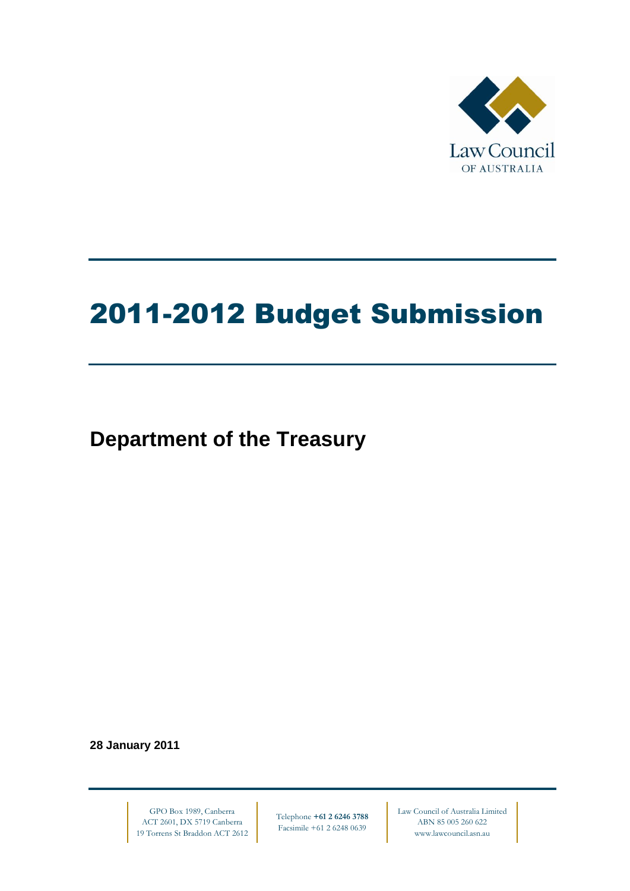Law Council
OF AUSTRALIA

# 2011-2012 Budget Submission

## Department of the Treasury

**28 January 2011**

GPO Box 1989, Canberra
ACT 2601, DX 5719 Canberra
19 Torrens St Braddon ACT 2612

Telephone **+61 2 6246 3788**
Facsimile +61 2 6248 0639

Law Council of Australia Limited
ABN 85 005 260 622
www.lawcouncil.asn.au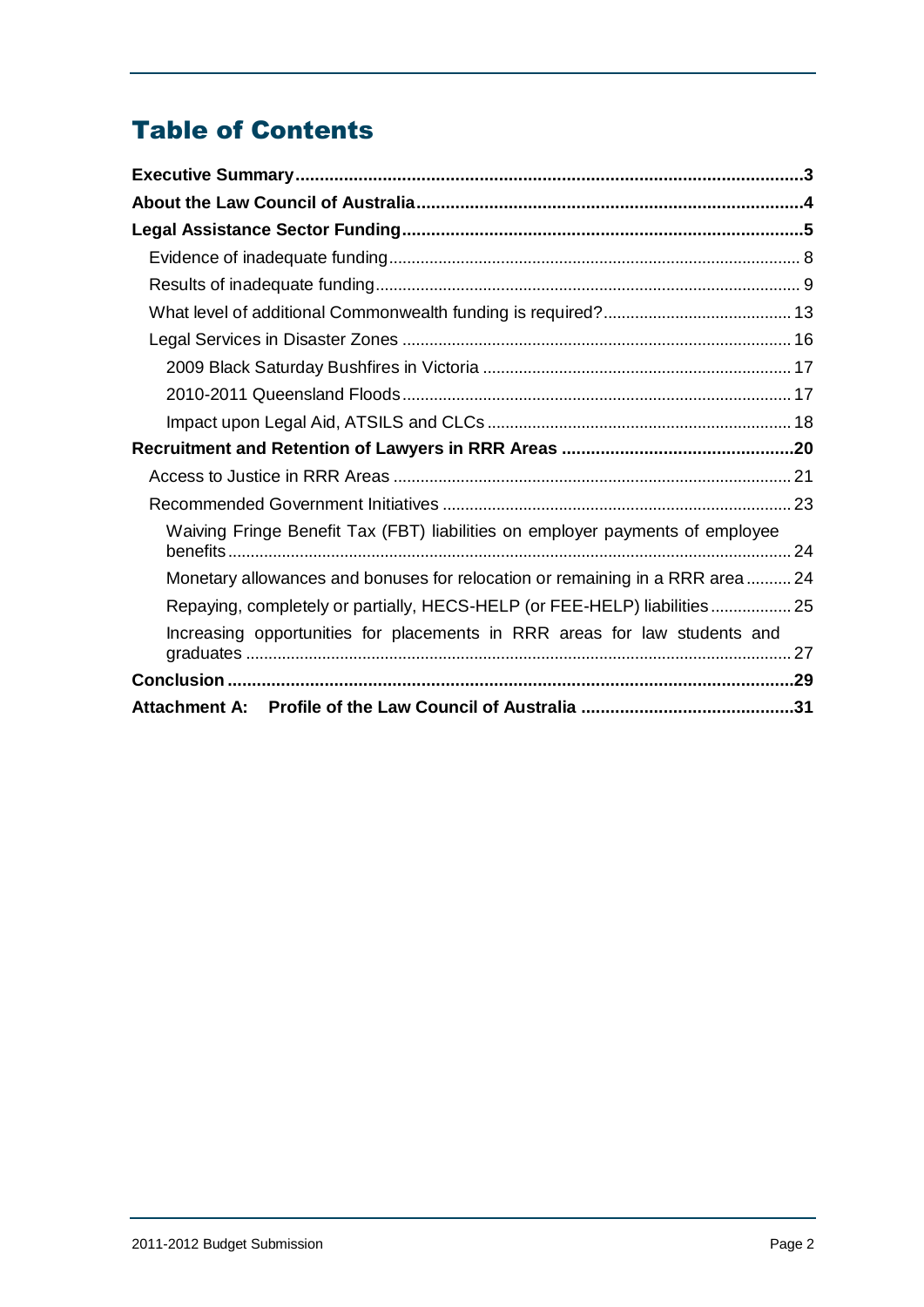# Table of Contents

**Executive Summary** ... **3**

**About the Law Council of Australia** ... **4**

**Legal Assistance Sector Funding** ... **5**

- Evidence of inadequate funding ... 8
- Results of inadequate funding ... 9
- What level of additional Commonwealth funding is required? ... 13
- Legal Services in Disaster Zones ... 16
  - 2009 Black Saturday Bushfires in Victoria ... 17
  - 2010-2011 Queensland Floods ... 17
  - Impact upon Legal Aid, ATSILS and CLCs ... 18

**Recruitment and Retention of Lawyers in RRR Areas** ... **20**

- Access to Justice in RRR Areas ... 21
- Recommended Government Initiatives ... 23
  - Waiving Fringe Benefit Tax (FBT) liabilities on employer payments of employee benefits ... 24
  - Monetary allowances and bonuses for relocation or remaining in a RRR area ... 24
  - Repaying, completely or partially, HECS-HELP (or FEE-HELP) liabilities ... 25
  - Increasing opportunities for placements in RRR areas for law students and graduates ... 27

**Conclusion** ... **29**

**Attachment A: Profile of the Law Council of Australia** ... **31**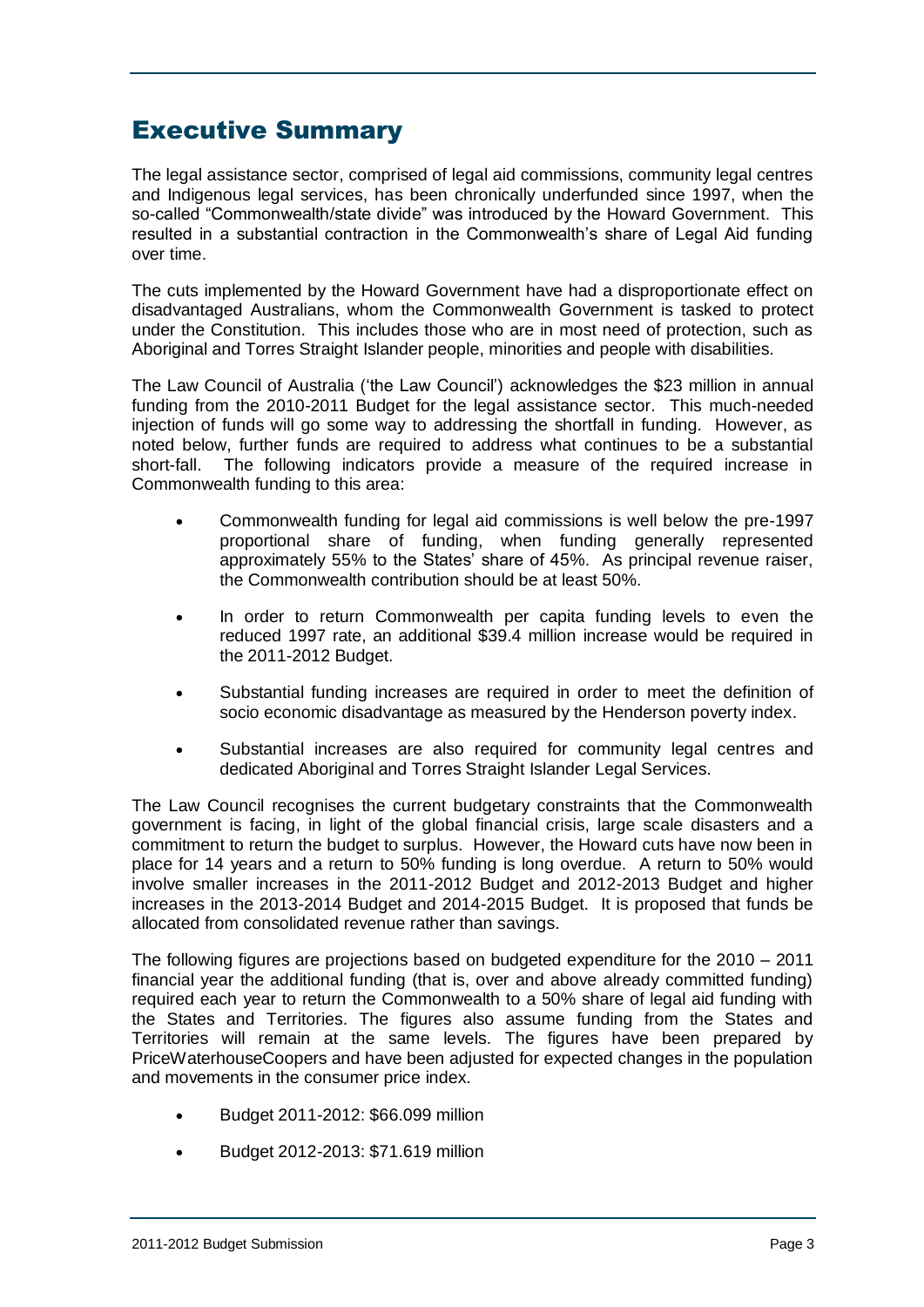# Executive Summary

The legal assistance sector, comprised of legal aid commissions, community legal centres and Indigenous legal services, has been chronically underfunded since 1997, when the so-called "Commonwealth/state divide" was introduced by the Howard Government. This resulted in a substantial contraction in the Commonwealth's share of Legal Aid funding over time.

The cuts implemented by the Howard Government have had a disproportionate effect on disadvantaged Australians, whom the Commonwealth Government is tasked to protect under the Constitution. This includes those who are in most need of protection, such as Aboriginal and Torres Straight Islander people, minorities and people with disabilities.

The Law Council of Australia ('the Law Council') acknowledges the $23 million in annual funding from the 2010-2011 Budget for the legal assistance sector. This much-needed injection of funds will go some way to addressing the shortfall in funding. However, as noted below, further funds are required to address what continues to be a substantial short-fall. The following indicators provide a measure of the required increase in Commonwealth funding to this area:

- Commonwealth funding for legal aid commissions is well below the pre-1997 proportional share of funding, when funding generally represented approximately 55% to the States' share of 45%. As principal revenue raiser, the Commonwealth contribution should be at least 50%.
- In order to return Commonwealth per capita funding levels to even the reduced 1997 rate, an additional $39.4 million increase would be required in the 2011-2012 Budget.
- Substantial funding increases are required in order to meet the definition of socio economic disadvantage as measured by the Henderson poverty index.
- Substantial increases are also required for community legal centres and dedicated Aboriginal and Torres Straight Islander Legal Services.

The Law Council recognises the current budgetary constraints that the Commonwealth government is facing, in light of the global financial crisis, large scale disasters and a commitment to return the budget to surplus. However, the Howard cuts have now been in place for 14 years and a return to 50% funding is long overdue. A return to 50% would involve smaller increases in the 2011-2012 Budget and 2012-2013 Budget and higher increases in the 2013-2014 Budget and 2014-2015 Budget. It is proposed that funds be allocated from consolidated revenue rather than savings.

The following figures are projections based on budgeted expenditure for the 2010 – 2011 financial year the additional funding (that is, over and above already committed funding) required each year to return the Commonwealth to a 50% share of legal aid funding with the States and Territories. The figures also assume funding from the States and Territories will remain at the same levels. The figures have been prepared by PriceWaterhouseCoopers and have been adjusted for expected changes in the population and movements in the consumer price index.

- Budget 2011-2012: $66.099 million
- Budget 2012-2013: $71.619 million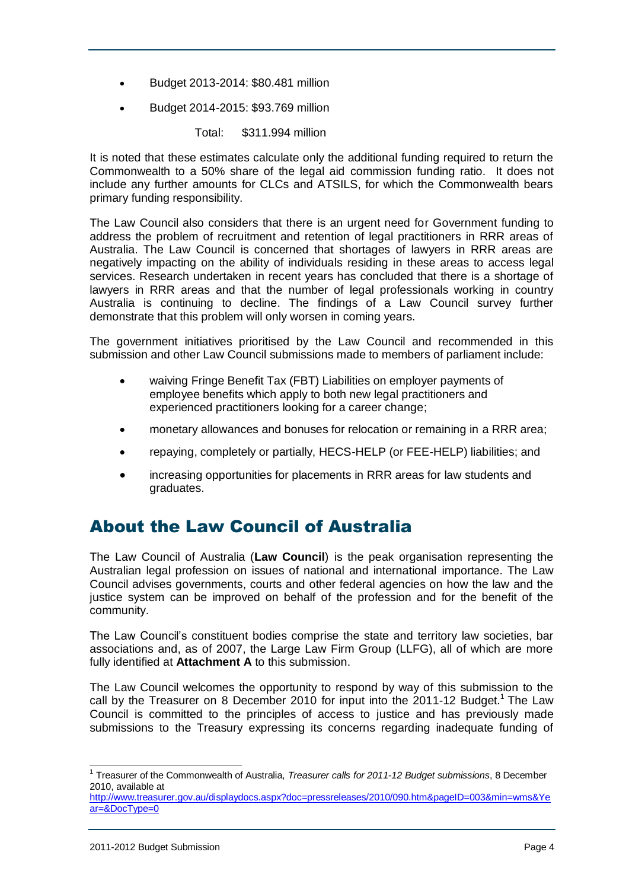- Budget 2013-2014: $80.481 million
- Budget 2014-2015: $93.769 million

Total: $311.994 million

It is noted that these estimates calculate only the additional funding required to return the Commonwealth to a 50% share of the legal aid commission funding ratio. It does not include any further amounts for CLCs and ATSILS, for which the Commonwealth bears primary funding responsibility.

The Law Council also considers that there is an urgent need for Government funding to address the problem of recruitment and retention of legal practitioners in RRR areas of Australia. The Law Council is concerned that shortages of lawyers in RRR areas are negatively impacting on the ability of individuals residing in these areas to access legal services. Research undertaken in recent years has concluded that there is a shortage of lawyers in RRR areas and that the number of legal professionals working in country Australia is continuing to decline. The findings of a Law Council survey further demonstrate that this problem will only worsen in coming years.

The government initiatives prioritised by the Law Council and recommended in this submission and other Law Council submissions made to members of parliament include:

- waiving Fringe Benefit Tax (FBT) Liabilities on employer payments of employee benefits which apply to both new legal practitioners and experienced practitioners looking for a career change;
- monetary allowances and bonuses for relocation or remaining in a RRR area;
- repaying, completely or partially, HECS-HELP (or FEE-HELP) liabilities; and
- increasing opportunities for placements in RRR areas for law students and graduates.

## About the Law Council of Australia

The Law Council of Australia (**Law Council**) is the peak organisation representing the Australian legal profession on issues of national and international importance. The Law Council advises governments, courts and other federal agencies on how the law and the justice system can be improved on behalf of the profession and for the benefit of the community.

The Law Council's constituent bodies comprise the state and territory law societies, bar associations and, as of 2007, the Large Law Firm Group (LLFG), all of which are more fully identified at **Attachment A** to this submission.

The Law Council welcomes the opportunity to respond by way of this submission to the call by the Treasurer on 8 December 2010 for input into the 2011-12 Budget.[1] The Law Council is committed to the principles of access to justice and has previously made submissions to the Treasury expressing its concerns regarding inadequate funding of

[1] Treasurer of the Commonwealth of Australia, *Treasurer calls for 2011-12 Budget submissions*, 8 December 2010, available at http://www.treasurer.gov.au/displaydocs.aspx?doc=pressreleases/2010/090.htm&pageID=003&min=wms&Year=&DocType=0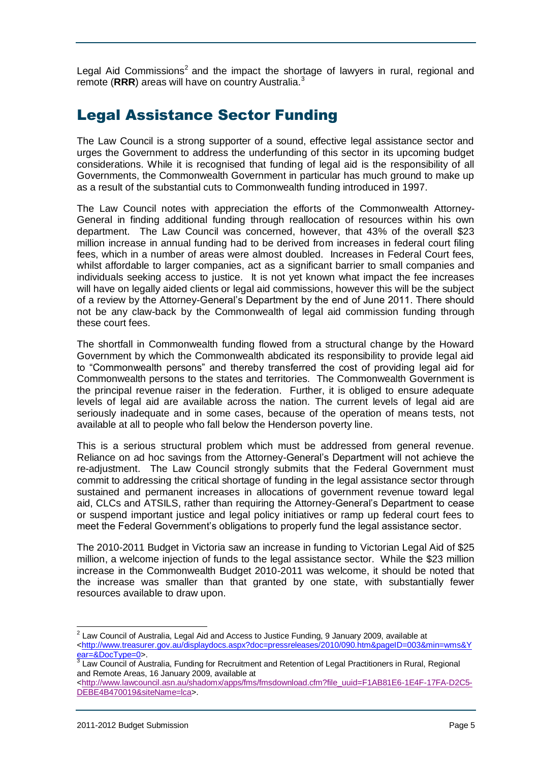Legal Aid Commissions[2] and the impact the shortage of lawyers in rural, regional and remote (**RRR**) areas will have on country Australia.[3]

## Legal Assistance Sector Funding

The Law Council is a strong supporter of a sound, effective legal assistance sector and urges the Government to address the underfunding of this sector in its upcoming budget considerations. While it is recognised that funding of legal aid is the responsibility of all Governments, the Commonwealth Government in particular has much ground to make up as a result of the substantial cuts to Commonwealth funding introduced in 1997.

The Law Council notes with appreciation the efforts of the Commonwealth Attorney-General in finding additional funding through reallocation of resources within his own department. The Law Council was concerned, however, that 43% of the overall $23 million increase in annual funding had to be derived from increases in federal court filing fees, which in a number of areas were almost doubled. Increases in Federal Court fees, whilst affordable to larger companies, act as a significant barrier to small companies and individuals seeking access to justice. It is not yet known what impact the fee increases will have on legally aided clients or legal aid commissions, however this will be the subject of a review by the Attorney-General's Department by the end of June 2011. There should not be any claw-back by the Commonwealth of legal aid commission funding through these court fees.

The shortfall in Commonwealth funding flowed from a structural change by the Howard Government by which the Commonwealth abdicated its responsibility to provide legal aid to "Commonwealth persons" and thereby transferred the cost of providing legal aid for Commonwealth persons to the states and territories. The Commonwealth Government is the principal revenue raiser in the federation. Further, it is obliged to ensure adequate levels of legal aid are available across the nation. The current levels of legal aid are seriously inadequate and in some cases, because of the operation of means tests, not available at all to people who fall below the Henderson poverty line.

This is a serious structural problem which must be addressed from general revenue. Reliance on ad hoc savings from the Attorney-General's Department will not achieve the re-adjustment. The Law Council strongly submits that the Federal Government must commit to addressing the critical shortage of funding in the legal assistance sector through sustained and permanent increases in allocations of government revenue toward legal aid, CLCs and ATSILS, rather than requiring the Attorney-General's Department to cease or suspend important justice and legal policy initiatives or ramp up federal court fees to meet the Federal Government's obligations to properly fund the legal assistance sector.

The 2010-2011 Budget in Victoria saw an increase in funding to Victorian Legal Aid of $25 million, a welcome injection of funds to the legal assistance sector. While the $23 million increase in the Commonwealth Budget 2010-2011 was welcome, it should be noted that the increase was smaller than that granted by one state, with substantially fewer resources available to draw upon.

---

[2] Law Council of Australia, Legal Aid and Access to Justice Funding, 9 January 2009, available at <http://www.treasurer.gov.au/displaydocs.aspx?doc=pressreleases/2010/090.htm&pageID=003&min=wms&Year=&DocType=0>.

[3] Law Council of Australia, Funding for Recruitment and Retention of Legal Practitioners in Rural, Regional and Remote Areas, 16 January 2009, available at <http://www.lawcouncil.asn.au/shadomx/apps/fms/fmsdownload.cfm?file_uuid=F1AB81E6-1E4F-17FA-D2C5-DEBE4B470019&siteName=lca>.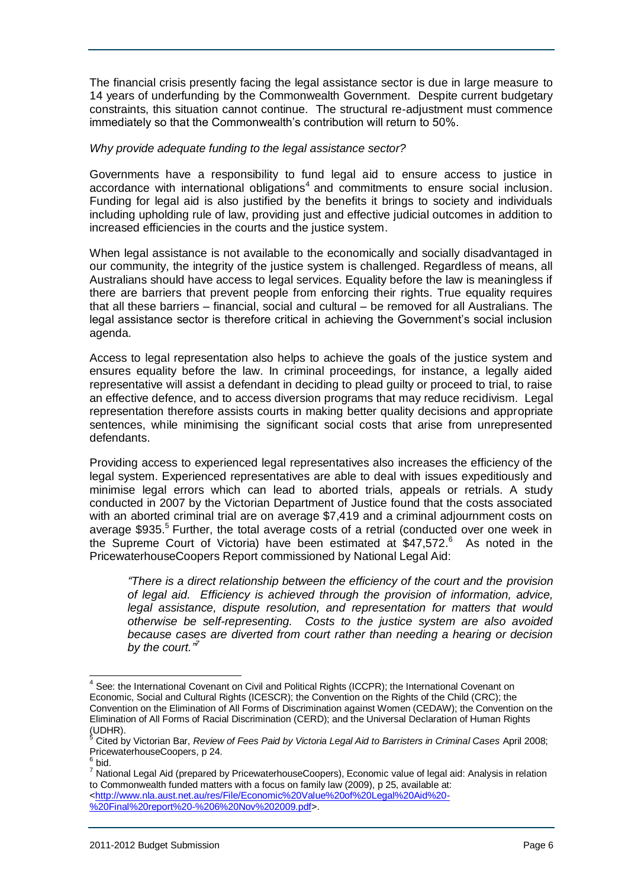The financial crisis presently facing the legal assistance sector is due in large measure to 14 years of underfunding by the Commonwealth Government. Despite current budgetary constraints, this situation cannot continue. The structural re-adjustment must commence immediately so that the Commonwealth's contribution will return to 50%.

*Why provide adequate funding to the legal assistance sector?*

Governments have a responsibility to fund legal aid to ensure access to justice in accordance with international obligations[4] and commitments to ensure social inclusion. Funding for legal aid is also justified by the benefits it brings to society and individuals including upholding rule of law, providing just and effective judicial outcomes in addition to increased efficiencies in the courts and the justice system.

When legal assistance is not available to the economically and socially disadvantaged in our community, the integrity of the justice system is challenged. Regardless of means, all Australians should have access to legal services. Equality before the law is meaningless if there are barriers that prevent people from enforcing their rights. True equality requires that all these barriers – financial, social and cultural – be removed for all Australians. The legal assistance sector is therefore critical in achieving the Government's social inclusion agenda.

Access to legal representation also helps to achieve the goals of the justice system and ensures equality before the law. In criminal proceedings, for instance, a legally aided representative will assist a defendant in deciding to plead guilty or proceed to trial, to raise an effective defence, and to access diversion programs that may reduce recidivism. Legal representation therefore assists courts in making better quality decisions and appropriate sentences, while minimising the significant social costs that arise from unrepresented defendants.

Providing access to experienced legal representatives also increases the efficiency of the legal system. Experienced representatives are able to deal with issues expeditiously and minimise legal errors which can lead to aborted trials, appeals or retrials. A study conducted in 2007 by the Victorian Department of Justice found that the costs associated with an aborted criminal trial are on average $7,419 and a criminal adjournment costs on average $935.[5] Further, the total average costs of a retrial (conducted over one week in the Supreme Court of Victoria) have been estimated at $47,572.[6] As noted in the PricewaterhouseCoopers Report commissioned by National Legal Aid:

> *"There is a direct relationship between the efficiency of the court and the provision of legal aid. Efficiency is achieved through the provision of information, advice, legal assistance, dispute resolution, and representation for matters that would otherwise be self-representing. Costs to the justice system are also avoided because cases are diverted from court rather than needing a hearing or decision by the court."*[7]

---

[4] See: the International Covenant on Civil and Political Rights (ICCPR); the International Covenant on Economic, Social and Cultural Rights (ICESCR); the Convention on the Rights of the Child (CRC); the Convention on the Elimination of All Forms of Discrimination against Women (CEDAW); the Convention on the Elimination of All Forms of Racial Discrimination (CERD); and the Universal Declaration of Human Rights (UDHR).

[5] Cited by Victorian Bar, *Review of Fees Paid by Victoria Legal Aid to Barristers in Criminal Cases* April 2008; PricewaterhouseCoopers, p 24.

[6] bid.

[7] National Legal Aid (prepared by PricewaterhouseCoopers), Economic value of legal aid: Analysis in relation to Commonwealth funded matters with a focus on family law (2009), p 25, available at: <http://www.nla.aust.net.au/res/File/Economic%20Value%20of%20Legal%20Aid%20-%20Final%20report%20-%206%20Nov%202009.pdf>.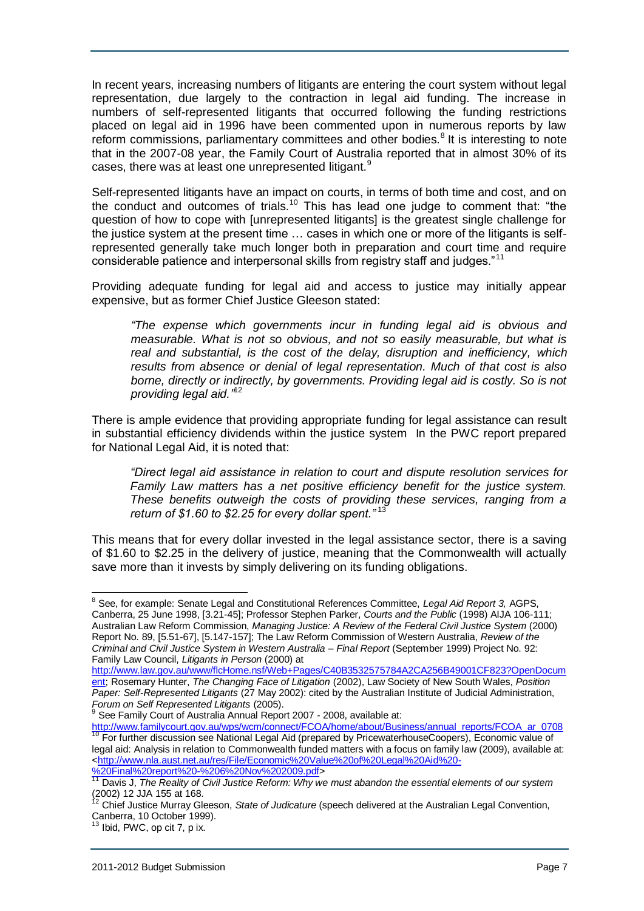In recent years, increasing numbers of litigants are entering the court system without legal representation, due largely to the contraction in legal aid funding. The increase in numbers of self-represented litigants that occurred following the funding restrictions placed on legal aid in 1996 have been commented upon in numerous reports by law reform commissions, parliamentary committees and other bodies.[8] It is interesting to note that in the 2007-08 year, the Family Court of Australia reported that in almost 30% of its cases, there was at least one unrepresented litigant.[9]

Self-represented litigants have an impact on courts, in terms of both time and cost, and on the conduct and outcomes of trials.[10] This has lead one judge to comment that: "the question of how to cope with [unrepresented litigants] is the greatest single challenge for the justice system at the present time … cases in which one or more of the litigants is self-represented generally take much longer both in preparation and court time and require considerable patience and interpersonal skills from registry staff and judges."[11]

Providing adequate funding for legal aid and access to justice may initially appear expensive, but as former Chief Justice Gleeson stated:

> *"The expense which governments incur in funding legal aid is obvious and measurable. What is not so obvious, and not so easily measurable, but what is real and substantial, is the cost of the delay, disruption and inefficiency, which results from absence or denial of legal representation. Much of that cost is also borne, directly or indirectly, by governments. Providing legal aid is costly. So is not providing legal aid."*[12]

There is ample evidence that providing appropriate funding for legal assistance can result in substantial efficiency dividends within the justice system In the PWC report prepared for National Legal Aid, it is noted that:

> *"Direct legal aid assistance in relation to court and dispute resolution services for Family Law matters has a net positive efficiency benefit for the justice system. These benefits outweigh the costs of providing these services, ranging from a return of $1.60 to $2.25 for every dollar spent."*[13]

This means that for every dollar invested in the legal assistance sector, there is a saving of $1.60 to $2.25 in the delivery of justice, meaning that the Commonwealth will actually save more than it invests by simply delivering on its funding obligations.

---

[8] See, for example: Senate Legal and Constitutional References Committee, *Legal Aid Report 3,* AGPS, Canberra, 25 June 1998, [3.21-45]; Professor Stephen Parker, *Courts and the Public* (1998) AIJA 106-111; Australian Law Reform Commission, *Managing Justice: A Review of the Federal Civil Justice System* (2000) Report No. 89, [5.51-67], [5.147-157]; The Law Reform Commission of Western Australia, *Review of the Criminal and Civil Justice System in Western Australia – Final Report* (September 1999) Project No. 92: Family Law Council, *Litigants in Person* (2000) at http://www.law.gov.au/www/flcHome.nsf/Web+Pages/C40B3532575784A2CA256B49001CF823?OpenDocument; Rosemary Hunter, *The Changing Face of Litigation* (2002), Law Society of New South Wales, *Position Paper: Self-Represented Litigants* (27 May 2002): cited by the Australian Institute of Judicial Administration, *Forum on Self Represented Litigants* (2005).

[9] See Family Court of Australia Annual Report 2007 - 2008, available at: http://www.familycourt.gov.au/wps/wcm/connect/FCOA/home/about/Business/annual_reports/FCOA_ar_0708

[10] For further discussion see National Legal Aid (prepared by PricewaterhouseCoopers), Economic value of legal aid: Analysis in relation to Commonwealth funded matters with a focus on family law (2009), available at: <http://www.nla.aust.net.au/res/File/Economic%20Value%20of%20Legal%20Aid%20-%20Final%20report%20-%206%20Nov%202009.pdf>

[11] Davis J, *The Reality of Civil Justice Reform: Why we must abandon the essential elements of our system* (2002) 12 JJA 155 at 168.

[12] Chief Justice Murray Gleeson, *State of Judicature* (speech delivered at the Australian Legal Convention, Canberra, 10 October 1999).

[13] Ibid, PWC, op cit 7, p ix.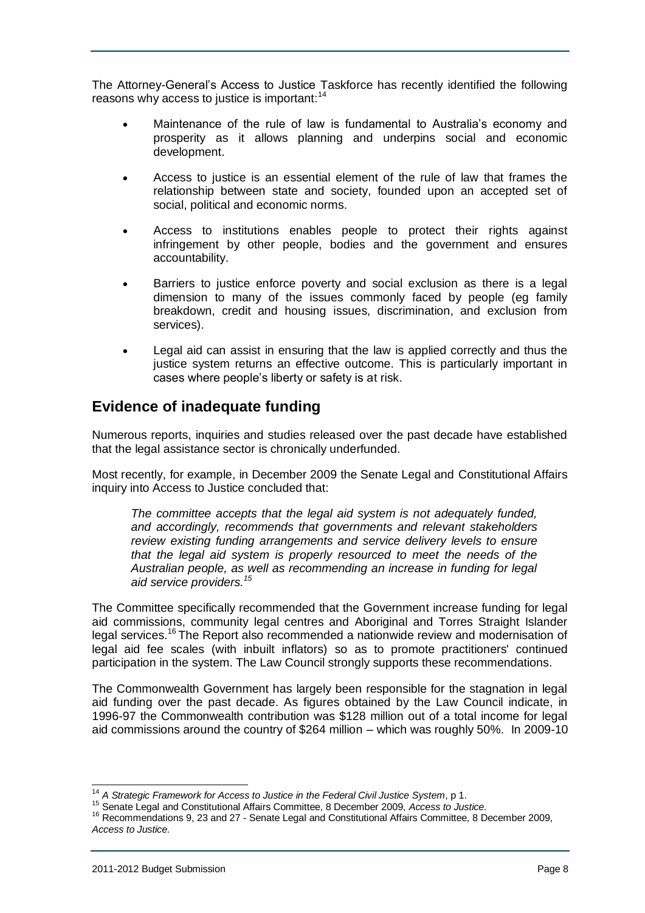The Attorney-General's Access to Justice Taskforce has recently identified the following reasons why access to justice is important:[14]

- Maintenance of the rule of law is fundamental to Australia's economy and prosperity as it allows planning and underpins social and economic development.
- Access to justice is an essential element of the rule of law that frames the relationship between state and society, founded upon an accepted set of social, political and economic norms.
- Access to institutions enables people to protect their rights against infringement by other people, bodies and the government and ensures accountability.
- Barriers to justice enforce poverty and social exclusion as there is a legal dimension to many of the issues commonly faced by people (eg family breakdown, credit and housing issues, discrimination, and exclusion from services).
- Legal aid can assist in ensuring that the law is applied correctly and thus the justice system returns an effective outcome. This is particularly important in cases where people's liberty or safety is at risk.

## Evidence of inadequate funding

Numerous reports, inquiries and studies released over the past decade have established that the legal assistance sector is chronically underfunded.

Most recently, for example, in December 2009 the Senate Legal and Constitutional Affairs inquiry into Access to Justice concluded that:

> *The committee accepts that the legal aid system is not adequately funded, and accordingly, recommends that governments and relevant stakeholders review existing funding arrangements and service delivery levels to ensure that the legal aid system is properly resourced to meet the needs of the Australian people, as well as recommending an increase in funding for legal aid service providers.*[15]

The Committee specifically recommended that the Government increase funding for legal aid commissions, community legal centres and Aboriginal and Torres Straight Islander legal services.[16] The Report also recommended a nationwide review and modernisation of legal aid fee scales (with inbuilt inflators) so as to promote practitioners' continued participation in the system. The Law Council strongly supports these recommendations.

The Commonwealth Government has largely been responsible for the stagnation in legal aid funding over the past decade. As figures obtained by the Law Council indicate, in 1996-97 the Commonwealth contribution was $128 million out of a total income for legal aid commissions around the country of $264 million – which was roughly 50%. In 2009-10

---

[14] *A Strategic Framework for Access to Justice in the Federal Civil Justice System*, p 1.

[15] Senate Legal and Constitutional Affairs Committee, 8 December 2009, *Access to Justice.*

[16] Recommendations 9, 23 and 27 - Senate Legal and Constitutional Affairs Committee, 8 December 2009, *Access to Justice.*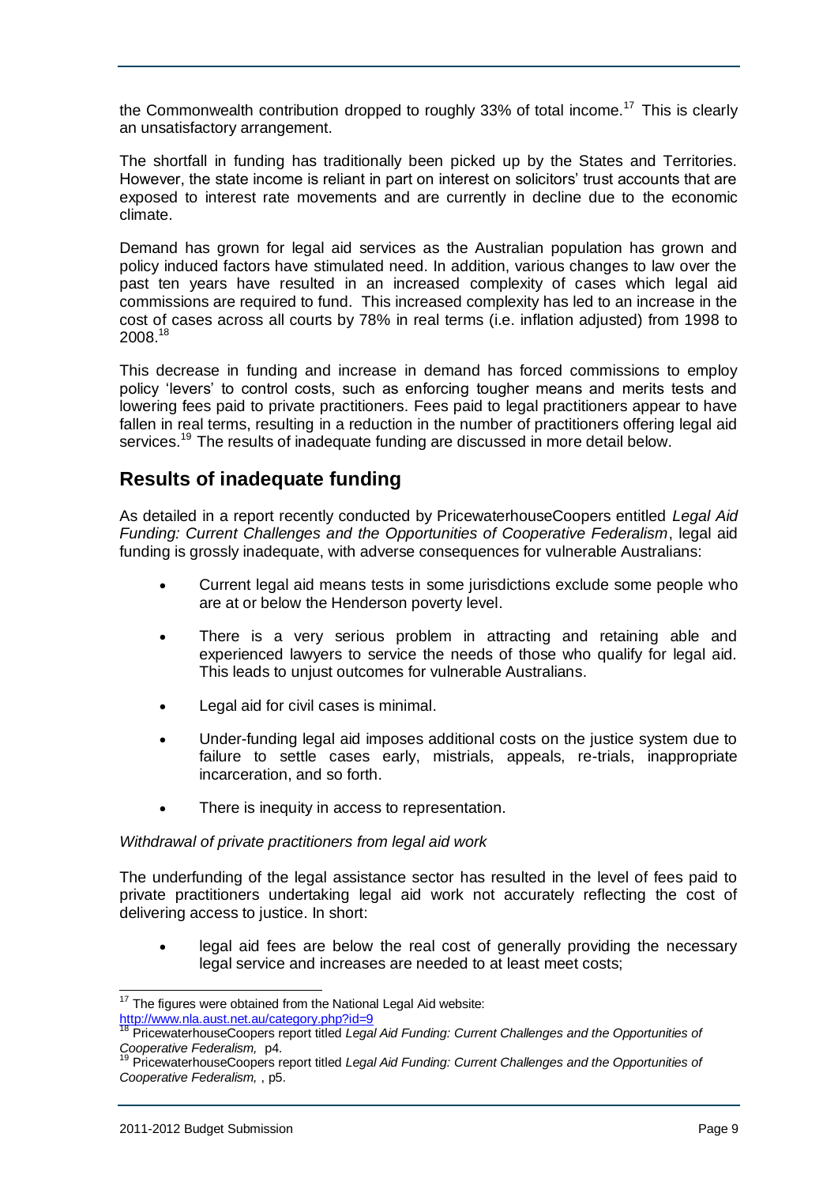the Commonwealth contribution dropped to roughly 33% of total income.[17] This is clearly an unsatisfactory arrangement.

The shortfall in funding has traditionally been picked up by the States and Territories. However, the state income is reliant in part on interest on solicitors' trust accounts that are exposed to interest rate movements and are currently in decline due to the economic climate.

Demand has grown for legal aid services as the Australian population has grown and policy induced factors have stimulated need. In addition, various changes to law over the past ten years have resulted in an increased complexity of cases which legal aid commissions are required to fund. This increased complexity has led to an increase in the cost of cases across all courts by 78% in real terms (i.e. inflation adjusted) from 1998 to 2008.[18]

This decrease in funding and increase in demand has forced commissions to employ policy 'levers' to control costs, such as enforcing tougher means and merits tests and lowering fees paid to private practitioners. Fees paid to legal practitioners appear to have fallen in real terms, resulting in a reduction in the number of practitioners offering legal aid services.[19] The results of inadequate funding are discussed in more detail below.

## Results of inadequate funding

As detailed in a report recently conducted by PricewaterhouseCoopers entitled *Legal Aid Funding: Current Challenges and the Opportunities of Cooperative Federalism*, legal aid funding is grossly inadequate, with adverse consequences for vulnerable Australians:

- Current legal aid means tests in some jurisdictions exclude some people who are at or below the Henderson poverty level.
- There is a very serious problem in attracting and retaining able and experienced lawyers to service the needs of those who qualify for legal aid. This leads to unjust outcomes for vulnerable Australians.
- Legal aid for civil cases is minimal.
- Under-funding legal aid imposes additional costs on the justice system due to failure to settle cases early, mistrials, appeals, re-trials, inappropriate incarceration, and so forth.
- There is inequity in access to representation.

*Withdrawal of private practitioners from legal aid work*

The underfunding of the legal assistance sector has resulted in the level of fees paid to private practitioners undertaking legal aid work not accurately reflecting the cost of delivering access to justice. In short:

- legal aid fees are below the real cost of generally providing the necessary legal service and increases are needed to at least meet costs;

---

[17] The figures were obtained from the National Legal Aid website: http://www.nla.aust.net.au/category.php?id=9

[18] PricewaterhouseCoopers report titled *Legal Aid Funding: Current Challenges and the Opportunities of Cooperative Federalism,* p4.

[19] PricewaterhouseCoopers report titled *Legal Aid Funding: Current Challenges and the Opportunities of Cooperative Federalism,* , p5.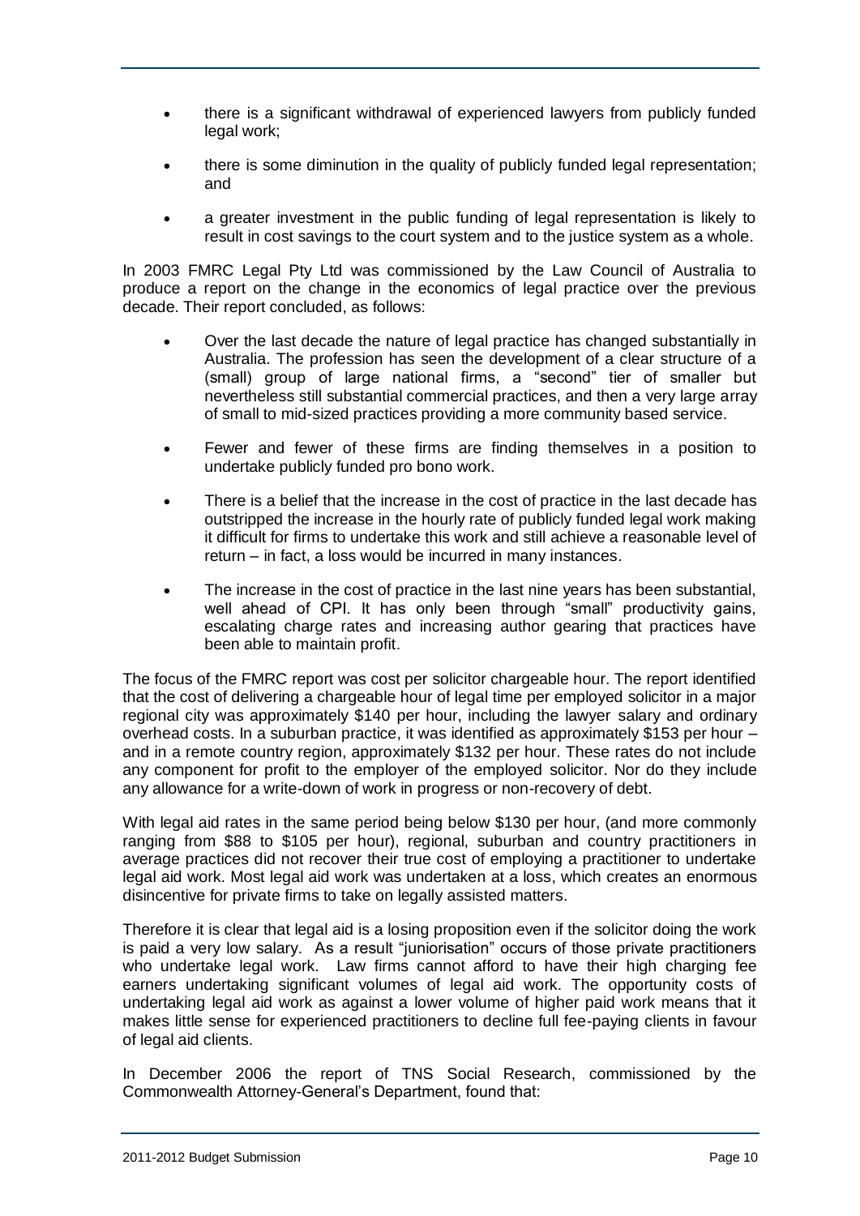- there is a significant withdrawal of experienced lawyers from publicly funded legal work;
- there is some diminution in the quality of publicly funded legal representation; and
- a greater investment in the public funding of legal representation is likely to result in cost savings to the court system and to the justice system as a whole.

In 2003 FMRC Legal Pty Ltd was commissioned by the Law Council of Australia to produce a report on the change in the economics of legal practice over the previous decade. Their report concluded, as follows:

- Over the last decade the nature of legal practice has changed substantially in Australia. The profession has seen the development of a clear structure of a (small) group of large national firms, a "second" tier of smaller but nevertheless still substantial commercial practices, and then a very large array of small to mid-sized practices providing a more community based service.
- Fewer and fewer of these firms are finding themselves in a position to undertake publicly funded pro bono work.
- There is a belief that the increase in the cost of practice in the last decade has outstripped the increase in the hourly rate of publicly funded legal work making it difficult for firms to undertake this work and still achieve a reasonable level of return – in fact, a loss would be incurred in many instances.
- The increase in the cost of practice in the last nine years has been substantial, well ahead of CPI. It has only been through "small" productivity gains, escalating charge rates and increasing author gearing that practices have been able to maintain profit.

The focus of the FMRC report was cost per solicitor chargeable hour. The report identified that the cost of delivering a chargeable hour of legal time per employed solicitor in a major regional city was approximately $140 per hour, including the lawyer salary and ordinary overhead costs. In a suburban practice, it was identified as approximately $153 per hour – and in a remote country region, approximately $132 per hour. These rates do not include any component for profit to the employer of the employed solicitor. Nor do they include any allowance for a write-down of work in progress or non-recovery of debt.

With legal aid rates in the same period being below $130 per hour, (and more commonly ranging from $88 to $105 per hour), regional, suburban and country practitioners in average practices did not recover their true cost of employing a practitioner to undertake legal aid work. Most legal aid work was undertaken at a loss, which creates an enormous disincentive for private firms to take on legally assisted matters.

Therefore it is clear that legal aid is a losing proposition even if the solicitor doing the work is paid a very low salary. As a result "juniorisation" occurs of those private practitioners who undertake legal work. Law firms cannot afford to have their high charging fee earners undertaking significant volumes of legal aid work. The opportunity costs of undertaking legal aid work as against a lower volume of higher paid work means that it makes little sense for experienced practitioners to decline full fee-paying clients in favour of legal aid clients.

In December 2006 the report of TNS Social Research, commissioned by the Commonwealth Attorney-General's Department, found that: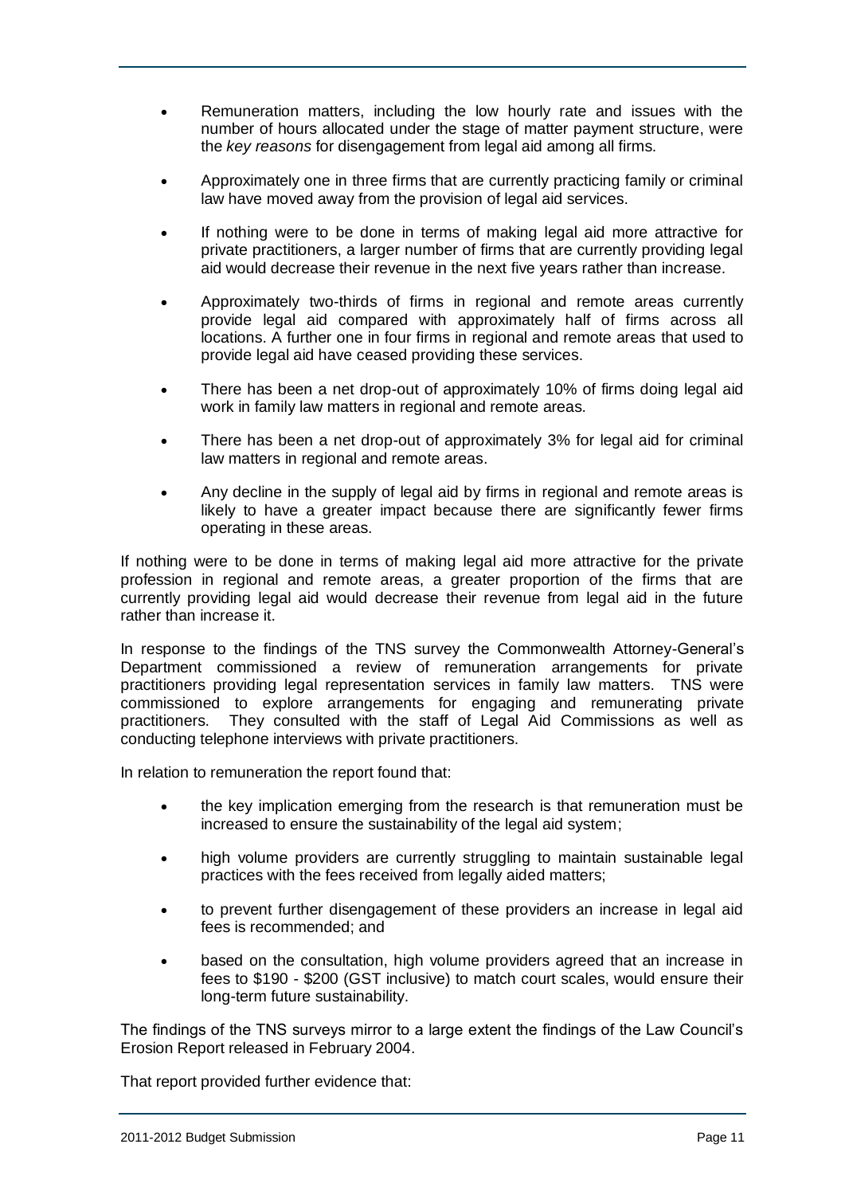- Remuneration matters, including the low hourly rate and issues with the number of hours allocated under the stage of matter payment structure, were the *key reasons* for disengagement from legal aid among all firms.
- Approximately one in three firms that are currently practicing family or criminal law have moved away from the provision of legal aid services.
- If nothing were to be done in terms of making legal aid more attractive for private practitioners, a larger number of firms that are currently providing legal aid would decrease their revenue in the next five years rather than increase.
- Approximately two-thirds of firms in regional and remote areas currently provide legal aid compared with approximately half of firms across all locations. A further one in four firms in regional and remote areas that used to provide legal aid have ceased providing these services.
- There has been a net drop-out of approximately 10% of firms doing legal aid work in family law matters in regional and remote areas.
- There has been a net drop-out of approximately 3% for legal aid for criminal law matters in regional and remote areas.
- Any decline in the supply of legal aid by firms in regional and remote areas is likely to have a greater impact because there are significantly fewer firms operating in these areas.

If nothing were to be done in terms of making legal aid more attractive for the private profession in regional and remote areas, a greater proportion of the firms that are currently providing legal aid would decrease their revenue from legal aid in the future rather than increase it.

In response to the findings of the TNS survey the Commonwealth Attorney-General's Department commissioned a review of remuneration arrangements for private practitioners providing legal representation services in family law matters. TNS were commissioned to explore arrangements for engaging and remunerating private practitioners. They consulted with the staff of Legal Aid Commissions as well as conducting telephone interviews with private practitioners.

In relation to remuneration the report found that:

- the key implication emerging from the research is that remuneration must be increased to ensure the sustainability of the legal aid system;
- high volume providers are currently struggling to maintain sustainable legal practices with the fees received from legally aided matters;
- to prevent further disengagement of these providers an increase in legal aid fees is recommended; and
- based on the consultation, high volume providers agreed that an increase in fees to $190 - $200 (GST inclusive) to match court scales, would ensure their long-term future sustainability.

The findings of the TNS surveys mirror to a large extent the findings of the Law Council's Erosion Report released in February 2004.

That report provided further evidence that: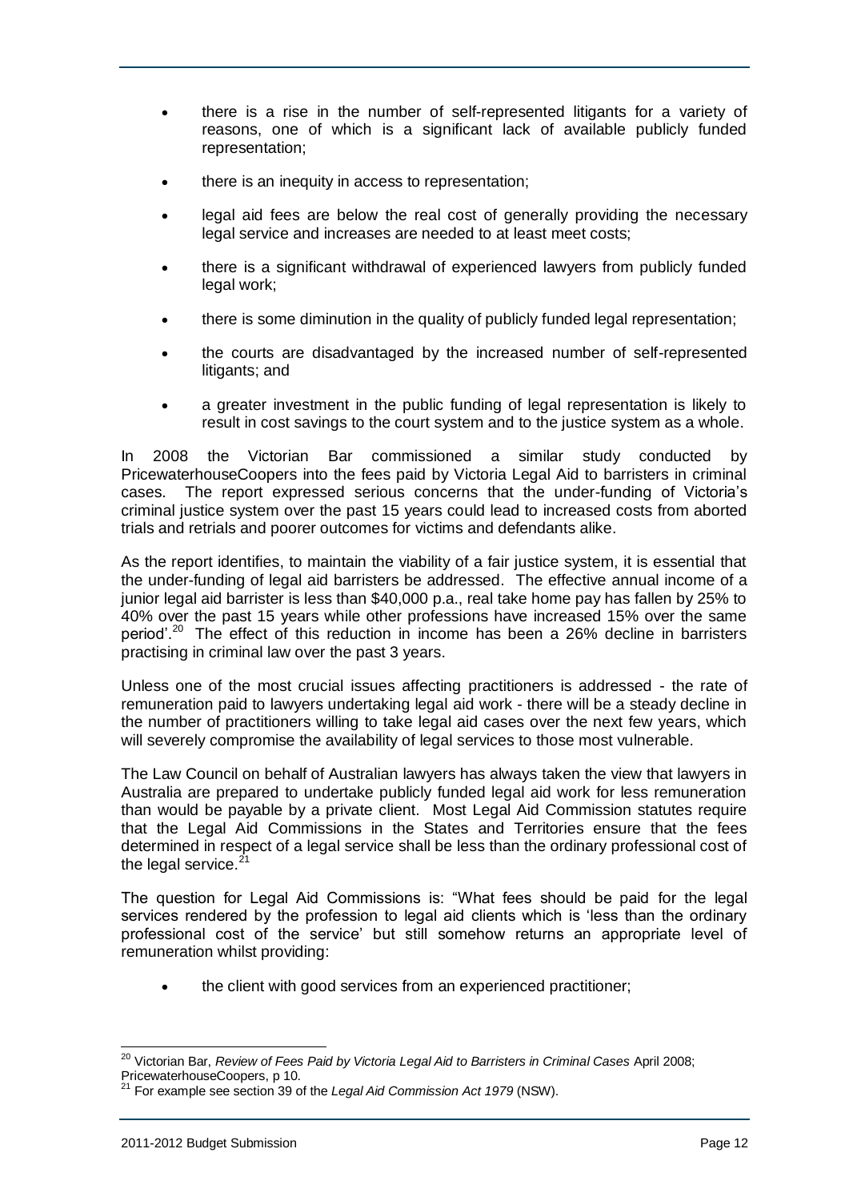- there is a rise in the number of self-represented litigants for a variety of reasons, one of which is a significant lack of available publicly funded representation;
- there is an inequity in access to representation;
- legal aid fees are below the real cost of generally providing the necessary legal service and increases are needed to at least meet costs;
- there is a significant withdrawal of experienced lawyers from publicly funded legal work;
- there is some diminution in the quality of publicly funded legal representation;
- the courts are disadvantaged by the increased number of self-represented litigants; and
- a greater investment in the public funding of legal representation is likely to result in cost savings to the court system and to the justice system as a whole.

In 2008 the Victorian Bar commissioned a similar study conducted by PricewaterhouseCoopers into the fees paid by Victoria Legal Aid to barristers in criminal cases. The report expressed serious concerns that the under-funding of Victoria's criminal justice system over the past 15 years could lead to increased costs from aborted trials and retrials and poorer outcomes for victims and defendants alike.

As the report identifies, to maintain the viability of a fair justice system, it is essential that the under-funding of legal aid barristers be addressed. The effective annual income of a junior legal aid barrister is less than $40,000 p.a., real take home pay has fallen by 25% to 40% over the past 15 years while other professions have increased 15% over the same period'.[20] The effect of this reduction in income has been a 26% decline in barristers practising in criminal law over the past 3 years.

Unless one of the most crucial issues affecting practitioners is addressed - the rate of remuneration paid to lawyers undertaking legal aid work - there will be a steady decline in the number of practitioners willing to take legal aid cases over the next few years, which will severely compromise the availability of legal services to those most vulnerable.

The Law Council on behalf of Australian lawyers has always taken the view that lawyers in Australia are prepared to undertake publicly funded legal aid work for less remuneration than would be payable by a private client. Most Legal Aid Commission statutes require that the Legal Aid Commissions in the States and Territories ensure that the fees determined in respect of a legal service shall be less than the ordinary professional cost of the legal service.[21]

The question for Legal Aid Commissions is: "What fees should be paid for the legal services rendered by the profession to legal aid clients which is 'less than the ordinary professional cost of the service' but still somehow returns an appropriate level of remuneration whilst providing:

- the client with good services from an experienced practitioner;

---

[20] Victorian Bar, *Review of Fees Paid by Victoria Legal Aid to Barristers in Criminal Cases* April 2008; PricewaterhouseCoopers, p 10.

[21] For example see section 39 of the *Legal Aid Commission Act 1979* (NSW).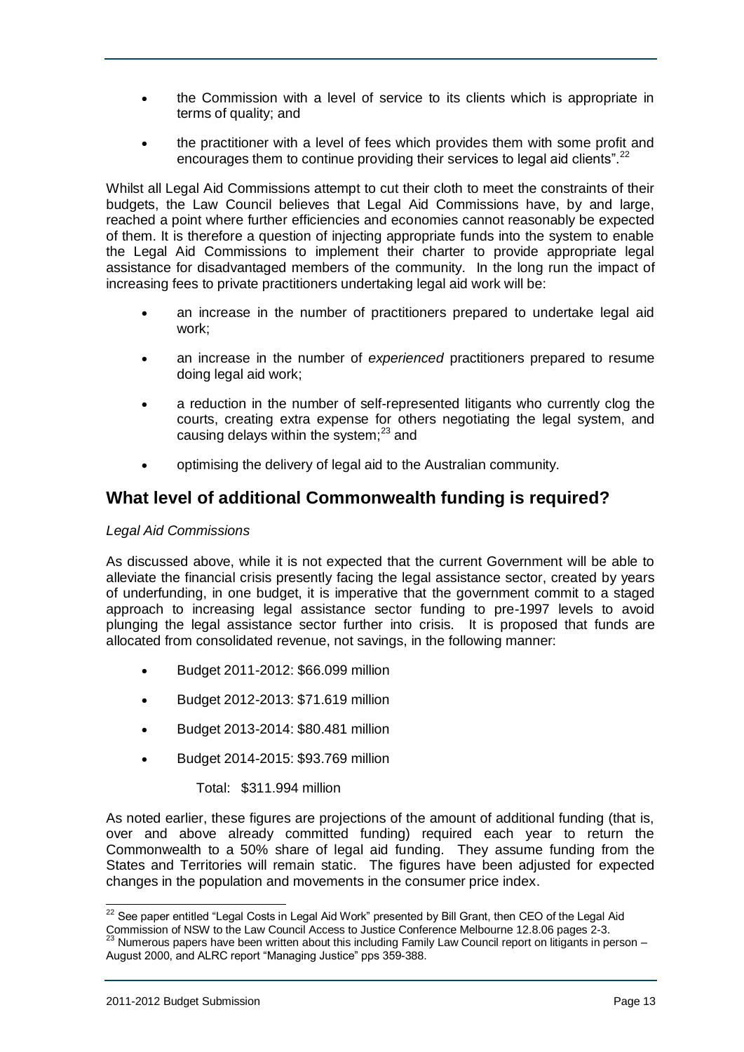- the Commission with a level of service to its clients which is appropriate in terms of quality; and
- the practitioner with a level of fees which provides them with some profit and encourages them to continue providing their services to legal aid clients".[22]

Whilst all Legal Aid Commissions attempt to cut their cloth to meet the constraints of their budgets, the Law Council believes that Legal Aid Commissions have, by and large, reached a point where further efficiencies and economies cannot reasonably be expected of them. It is therefore a question of injecting appropriate funds into the system to enable the Legal Aid Commissions to implement their charter to provide appropriate legal assistance for disadvantaged members of the community. In the long run the impact of increasing fees to private practitioners undertaking legal aid work will be:

- an increase in the number of practitioners prepared to undertake legal aid work;
- an increase in the number of *experienced* practitioners prepared to resume doing legal aid work;
- a reduction in the number of self-represented litigants who currently clog the courts, creating extra expense for others negotiating the legal system, and causing delays within the system;[23] and
- optimising the delivery of legal aid to the Australian community.

## What level of additional Commonwealth funding is required?

*Legal Aid Commissions*

As discussed above, while it is not expected that the current Government will be able to alleviate the financial crisis presently facing the legal assistance sector, created by years of underfunding, in one budget, it is imperative that the government commit to a staged approach to increasing legal assistance sector funding to pre-1997 levels to avoid plunging the legal assistance sector further into crisis. It is proposed that funds are allocated from consolidated revenue, not savings, in the following manner:

- Budget 2011-2012: $66.099 million
- Budget 2012-2013: $71.619 million
- Budget 2013-2014: $80.481 million
- Budget 2014-2015: $93.769 million

  Total: $311.994 million

As noted earlier, these figures are projections of the amount of additional funding (that is, over and above already committed funding) required each year to return the Commonwealth to a 50% share of legal aid funding. They assume funding from the States and Territories will remain static. The figures have been adjusted for expected changes in the population and movements in the consumer price index.

---

[22] See paper entitled "Legal Costs in Legal Aid Work" presented by Bill Grant, then CEO of the Legal Aid Commission of NSW to the Law Council Access to Justice Conference Melbourne 12.8.06 pages 2-3.

[23] Numerous papers have been written about this including Family Law Council report on litigants in person – August 2000, and ALRC report "Managing Justice" pps 359-388.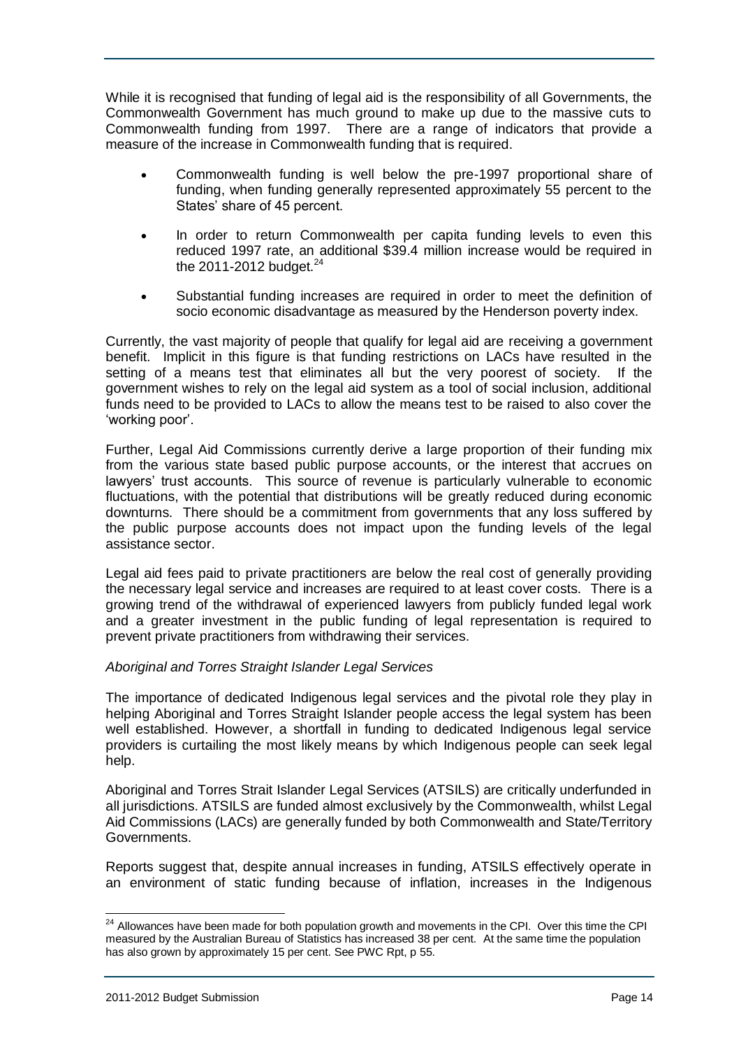While it is recognised that funding of legal aid is the responsibility of all Governments, the Commonwealth Government has much ground to make up due to the massive cuts to Commonwealth funding from 1997. There are a range of indicators that provide a measure of the increase in Commonwealth funding that is required.

- Commonwealth funding is well below the pre-1997 proportional share of funding, when funding generally represented approximately 55 percent to the States' share of 45 percent.
- In order to return Commonwealth per capita funding levels to even this reduced 1997 rate, an additional \$39.4 million increase would be required in the 2011-2012 budget.[24]
- Substantial funding increases are required in order to meet the definition of socio economic disadvantage as measured by the Henderson poverty index.

Currently, the vast majority of people that qualify for legal aid are receiving a government benefit. Implicit in this figure is that funding restrictions on LACs have resulted in the setting of a means test that eliminates all but the very poorest of society. If the government wishes to rely on the legal aid system as a tool of social inclusion, additional funds need to be provided to LACs to allow the means test to be raised to also cover the 'working poor'.

Further, Legal Aid Commissions currently derive a large proportion of their funding mix from the various state based public purpose accounts, or the interest that accrues on lawyers' trust accounts. This source of revenue is particularly vulnerable to economic fluctuations, with the potential that distributions will be greatly reduced during economic downturns. There should be a commitment from governments that any loss suffered by the public purpose accounts does not impact upon the funding levels of the legal assistance sector.

Legal aid fees paid to private practitioners are below the real cost of generally providing the necessary legal service and increases are required to at least cover costs. There is a growing trend of the withdrawal of experienced lawyers from publicly funded legal work and a greater investment in the public funding of legal representation is required to prevent private practitioners from withdrawing their services.

*Aboriginal and Torres Straight Islander Legal Services*

The importance of dedicated Indigenous legal services and the pivotal role they play in helping Aboriginal and Torres Straight Islander people access the legal system has been well established. However, a shortfall in funding to dedicated Indigenous legal service providers is curtailing the most likely means by which Indigenous people can seek legal help.

Aboriginal and Torres Strait Islander Legal Services (ATSILS) are critically underfunded in all jurisdictions. ATSILS are funded almost exclusively by the Commonwealth, whilst Legal Aid Commissions (LACs) are generally funded by both Commonwealth and State/Territory Governments.

Reports suggest that, despite annual increases in funding, ATSILS effectively operate in an environment of static funding because of inflation, increases in the Indigenous

---

[24] Allowances have been made for both population growth and movements in the CPI. Over this time the CPI measured by the Australian Bureau of Statistics has increased 38 per cent. At the same time the population has also grown by approximately 15 per cent. See PWC Rpt, p 55.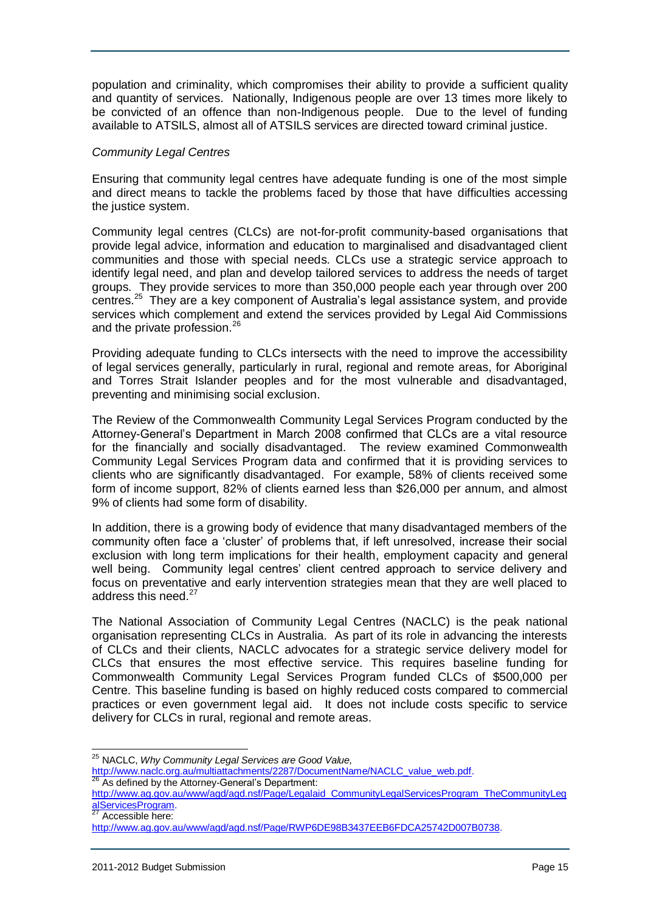population and criminality, which compromises their ability to provide a sufficient quality and quantity of services. Nationally, Indigenous people are over 13 times more likely to be convicted of an offence than non-Indigenous people. Due to the level of funding available to ATSILS, almost all of ATSILS services are directed toward criminal justice.

*Community Legal Centres*

Ensuring that community legal centres have adequate funding is one of the most simple and direct means to tackle the problems faced by those that have difficulties accessing the justice system.

Community legal centres (CLCs) are not-for-profit community-based organisations that provide legal advice, information and education to marginalised and disadvantaged client communities and those with special needs. CLCs use a strategic service approach to identify legal need, and plan and develop tailored services to address the needs of target groups. They provide services to more than 350,000 people each year through over 200 centres.[25] They are a key component of Australia's legal assistance system, and provide services which complement and extend the services provided by Legal Aid Commissions and the private profession.[26]

Providing adequate funding to CLCs intersects with the need to improve the accessibility of legal services generally, particularly in rural, regional and remote areas, for Aboriginal and Torres Strait Islander peoples and for the most vulnerable and disadvantaged, preventing and minimising social exclusion.

The Review of the Commonwealth Community Legal Services Program conducted by the Attorney-General's Department in March 2008 confirmed that CLCs are a vital resource for the financially and socially disadvantaged. The review examined Commonwealth Community Legal Services Program data and confirmed that it is providing services to clients who are significantly disadvantaged. For example, 58% of clients received some form of income support, 82% of clients earned less than $26,000 per annum, and almost 9% of clients had some form of disability.

In addition, there is a growing body of evidence that many disadvantaged members of the community often face a 'cluster' of problems that, if left unresolved, increase their social exclusion with long term implications for their health, employment capacity and general well being. Community legal centres' client centred approach to service delivery and focus on preventative and early intervention strategies mean that they are well placed to address this need.[27]

The National Association of Community Legal Centres (NACLC) is the peak national organisation representing CLCs in Australia. As part of its role in advancing the interests of CLCs and their clients, NACLC advocates for a strategic service delivery model for CLCs that ensures the most effective service. This requires baseline funding for Commonwealth Community Legal Services Program funded CLCs of $500,000 per Centre. This baseline funding is based on highly reduced costs compared to commercial practices or even government legal aid. It does not include costs specific to service delivery for CLCs in rural, regional and remote areas.

---

[25] NACLC, *Why Community Legal Services are Good Value,* http://www.naclc.org.au/multiattachments/2287/DocumentName/NACLC_value_web.pdf.

[26] As defined by the Attorney-General's Department: http://www.ag.gov.au/www/agd/agd.nsf/Page/Legalaid_CommunityLegalServicesProgram_TheCommunityLegalServicesProgram.

[27] Accessible here: http://www.ag.gov.au/www/agd/agd.nsf/Page/RWP6DE98B3437EEB6FDCA25742D007B0738.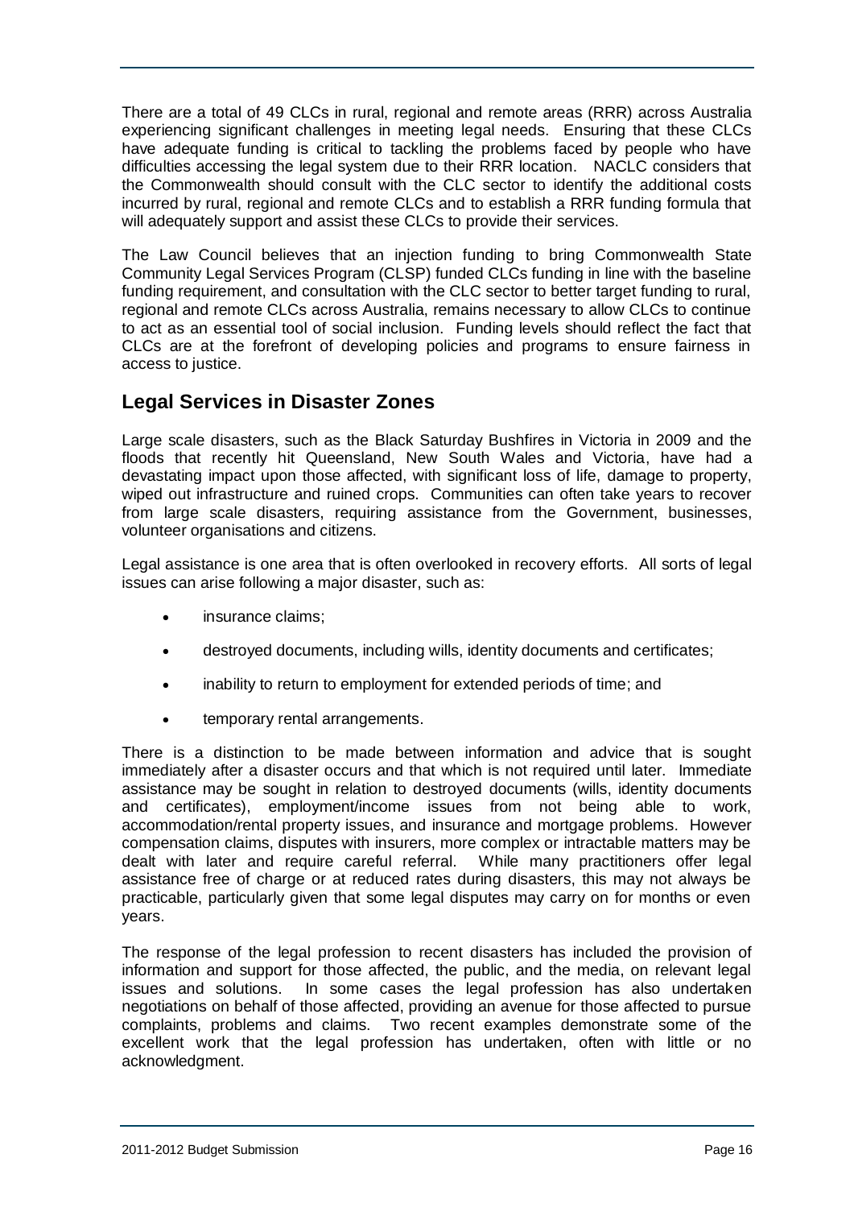There are a total of 49 CLCs in rural, regional and remote areas (RRR) across Australia experiencing significant challenges in meeting legal needs. Ensuring that these CLCs have adequate funding is critical to tackling the problems faced by people who have difficulties accessing the legal system due to their RRR location. NACLC considers that the Commonwealth should consult with the CLC sector to identify the additional costs incurred by rural, regional and remote CLCs and to establish a RRR funding formula that will adequately support and assist these CLCs to provide their services.

The Law Council believes that an injection funding to bring Commonwealth State Community Legal Services Program (CLSP) funded CLCs funding in line with the baseline funding requirement, and consultation with the CLC sector to better target funding to rural, regional and remote CLCs across Australia, remains necessary to allow CLCs to continue to act as an essential tool of social inclusion. Funding levels should reflect the fact that CLCs are at the forefront of developing policies and programs to ensure fairness in access to justice.

## Legal Services in Disaster Zones

Large scale disasters, such as the Black Saturday Bushfires in Victoria in 2009 and the floods that recently hit Queensland, New South Wales and Victoria, have had a devastating impact upon those affected, with significant loss of life, damage to property, wiped out infrastructure and ruined crops. Communities can often take years to recover from large scale disasters, requiring assistance from the Government, businesses, volunteer organisations and citizens.

Legal assistance is one area that is often overlooked in recovery efforts. All sorts of legal issues can arise following a major disaster, such as:

- insurance claims;
- destroyed documents, including wills, identity documents and certificates;
- inability to return to employment for extended periods of time; and
- temporary rental arrangements.

There is a distinction to be made between information and advice that is sought immediately after a disaster occurs and that which is not required until later. Immediate assistance may be sought in relation to destroyed documents (wills, identity documents and certificates), employment/income issues from not being able to work, accommodation/rental property issues, and insurance and mortgage problems. However compensation claims, disputes with insurers, more complex or intractable matters may be dealt with later and require careful referral. While many practitioners offer legal assistance free of charge or at reduced rates during disasters, this may not always be practicable, particularly given that some legal disputes may carry on for months or even years.

The response of the legal profession to recent disasters has included the provision of information and support for those affected, the public, and the media, on relevant legal issues and solutions. In some cases the legal profession has also undertaken negotiations on behalf of those affected, providing an avenue for those affected to pursue complaints, problems and claims. Two recent examples demonstrate some of the excellent work that the legal profession has undertaken, often with little or no acknowledgment.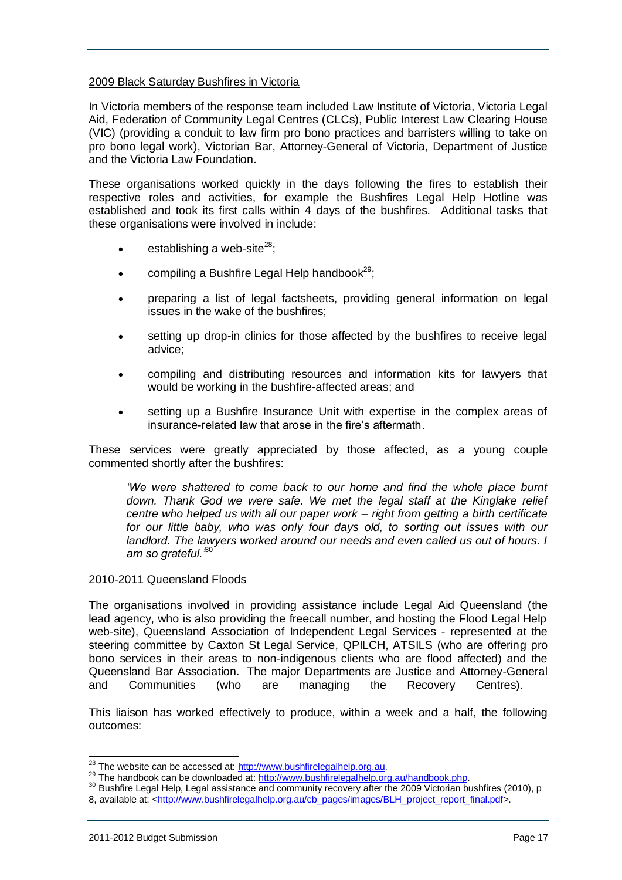<u>2009 Black Saturday Bushfires in Victoria</u>

In Victoria members of the response team included Law Institute of Victoria, Victoria Legal Aid, Federation of Community Legal Centres (CLCs), Public Interest Law Clearing House (VIC) (providing a conduit to law firm pro bono practices and barristers willing to take on pro bono legal work), Victorian Bar, Attorney-General of Victoria, Department of Justice and the Victoria Law Foundation.

These organisations worked quickly in the days following the fires to establish their respective roles and activities, for example the Bushfires Legal Help Hotline was established and took its first calls within 4 days of the bushfires. Additional tasks that these organisations were involved in include:

- establishing a web-site[28];
- compiling a Bushfire Legal Help handbook[29];
- preparing a list of legal factsheets, providing general information on legal issues in the wake of the bushfires;
- setting up drop-in clinics for those affected by the bushfires to receive legal advice;
- compiling and distributing resources and information kits for lawyers that would be working in the bushfire-affected areas; and
- setting up a Bushfire Insurance Unit with expertise in the complex areas of insurance-related law that arose in the fire's aftermath.

These services were greatly appreciated by those affected, as a young couple commented shortly after the bushfires:

> *'We were shattered to come back to our home and find the whole place burnt down. Thank God we were safe. We met the legal staff at the Kinglake relief centre who helped us with all our paper work – right from getting a birth certificate for our little baby, who was only four days old, to sorting out issues with our landlord. The lawyers worked around our needs and even called us out of hours. I am so grateful.'*[30]

<u>2010-2011 Queensland Floods</u>

The organisations involved in providing assistance include Legal Aid Queensland (the lead agency, who is also providing the freecall number, and hosting the Flood Legal Help web-site), Queensland Association of Independent Legal Services - represented at the steering committee by Caxton St Legal Service, QPILCH, ATSILS (who are offering pro bono services in their areas to non-indigenous clients who are flood affected) and the Queensland Bar Association. The major Departments are Justice and Attorney-General and Communities (who are managing the Recovery Centres).

This liaison has worked effectively to produce, within a week and a half, the following outcomes:

---

[28] The website can be accessed at: http://www.bushfirelegalhelp.org.au.

[29] The handbook can be downloaded at: http://www.bushfirelegalhelp.org.au/handbook.php.

[30] Bushfire Legal Help, Legal assistance and community recovery after the 2009 Victorian bushfires (2010), p 8, available at: <http://www.bushfirelegalhelp.org.au/cb_pages/images/BLH_project_report_final.pdf>.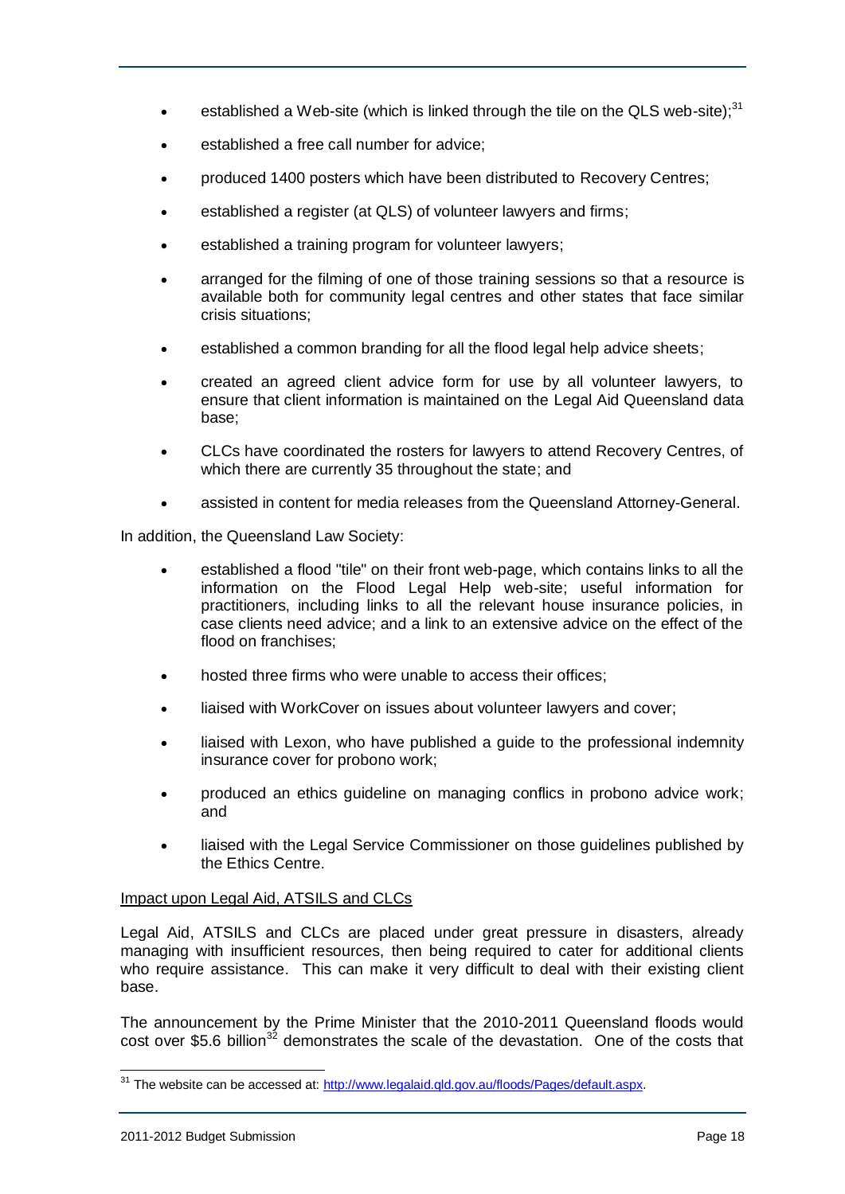- established a Web-site (which is linked through the tile on the QLS web-site);[31]
- established a free call number for advice;
- produced 1400 posters which have been distributed to Recovery Centres;
- established a register (at QLS) of volunteer lawyers and firms;
- established a training program for volunteer lawyers;
- arranged for the filming of one of those training sessions so that a resource is available both for community legal centres and other states that face similar crisis situations;
- established a common branding for all the flood legal help advice sheets;
- created an agreed client advice form for use by all volunteer lawyers, to ensure that client information is maintained on the Legal Aid Queensland data base;
- CLCs have coordinated the rosters for lawyers to attend Recovery Centres, of which there are currently 35 throughout the state; and
- assisted in content for media releases from the Queensland Attorney-General.

In addition, the Queensland Law Society:

- established a flood "tile" on their front web-page, which contains links to all the information on the Flood Legal Help web-site; useful information for practitioners, including links to all the relevant house insurance policies, in case clients need advice; and a link to an extensive advice on the effect of the flood on franchises;
- hosted three firms who were unable to access their offices;
- liaised with WorkCover on issues about volunteer lawyers and cover;
- liaised with Lexon, who have published a guide to the professional indemnity insurance cover for probono work;
- produced an ethics guideline on managing conflics in probono advice work; and
- liaised with the Legal Service Commissioner on those guidelines published by the Ethics Centre.

<u>Impact upon Legal Aid, ATSILS and CLCs</u>

Legal Aid, ATSILS and CLCs are placed under great pressure in disasters, already managing with insufficient resources, then being required to cater for additional clients who require assistance. This can make it very difficult to deal with their existing client base.

The announcement by the Prime Minister that the 2010-2011 Queensland floods would cost over $5.6 billion[32] demonstrates the scale of the devastation. One of the costs that

---

[31] The website can be accessed at: http://www.legalaid.qld.gov.au/floods/Pages/default.aspx.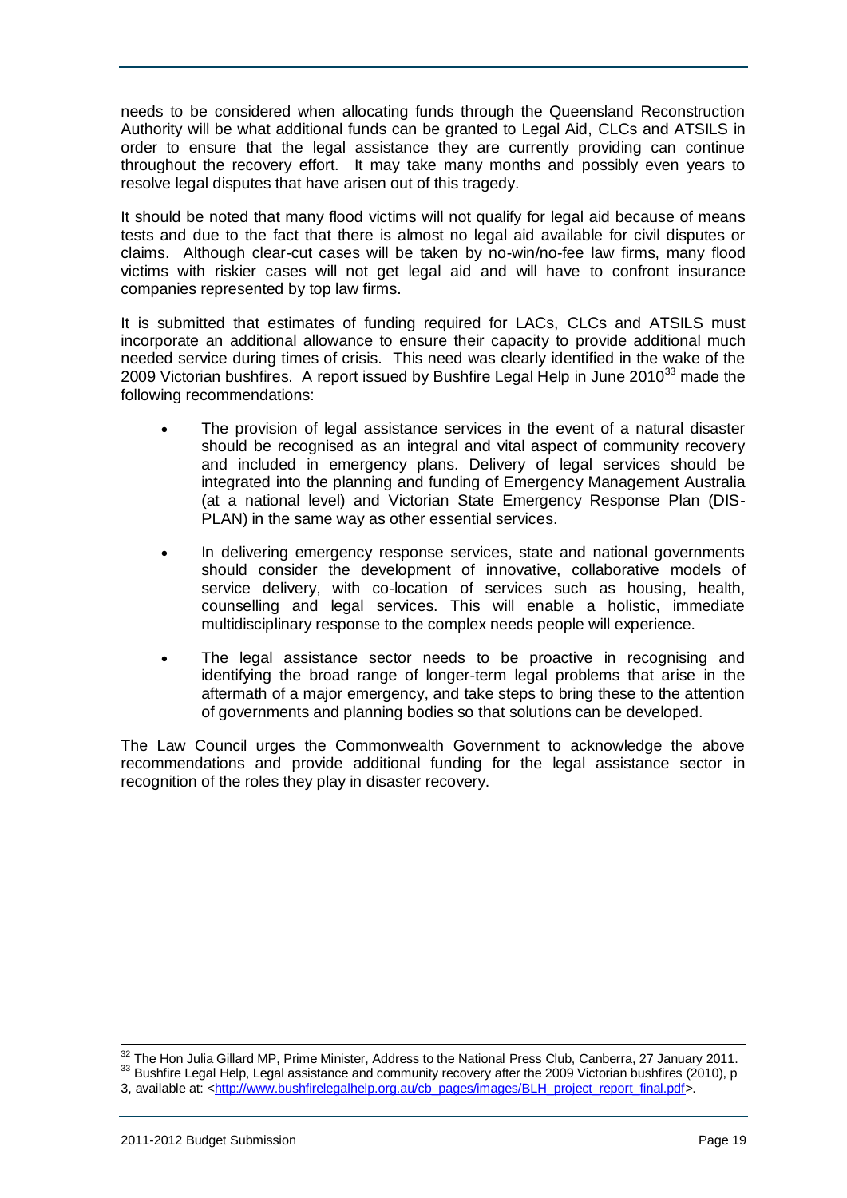needs to be considered when allocating funds through the Queensland Reconstruction Authority will be what additional funds can be granted to Legal Aid, CLCs and ATSILS in order to ensure that the legal assistance they are currently providing can continue throughout the recovery effort. It may take many months and possibly even years to resolve legal disputes that have arisen out of this tragedy.

It should be noted that many flood victims will not qualify for legal aid because of means tests and due to the fact that there is almost no legal aid available for civil disputes or claims. Although clear-cut cases will be taken by no-win/no-fee law firms, many flood victims with riskier cases will not get legal aid and will have to confront insurance companies represented by top law firms.

It is submitted that estimates of funding required for LACs, CLCs and ATSILS must incorporate an additional allowance to ensure their capacity to provide additional much needed service during times of crisis. This need was clearly identified in the wake of the 2009 Victorian bushfires. A report issued by Bushfire Legal Help in June 2010[33] made the following recommendations:

- The provision of legal assistance services in the event of a natural disaster should be recognised as an integral and vital aspect of community recovery and included in emergency plans. Delivery of legal services should be integrated into the planning and funding of Emergency Management Australia (at a national level) and Victorian State Emergency Response Plan (DIS-PLAN) in the same way as other essential services.

- In delivering emergency response services, state and national governments should consider the development of innovative, collaborative models of service delivery, with co-location of services such as housing, health, counselling and legal services. This will enable a holistic, immediate multidisciplinary response to the complex needs people will experience.

- The legal assistance sector needs to be proactive in recognising and identifying the broad range of longer-term legal problems that arise in the aftermath of a major emergency, and take steps to bring these to the attention of governments and planning bodies so that solutions can be developed.

The Law Council urges the Commonwealth Government to acknowledge the above recommendations and provide additional funding for the legal assistance sector in recognition of the roles they play in disaster recovery.

---

[32] The Hon Julia Gillard MP, Prime Minister, Address to the National Press Club, Canberra, 27 January 2011.

[33] Bushfire Legal Help, Legal assistance and community recovery after the 2009 Victorian bushfires (2010), p 3, available at: <http://www.bushfirelegalhelp.org.au/cb_pages/images/BLH_project_report_final.pdf>.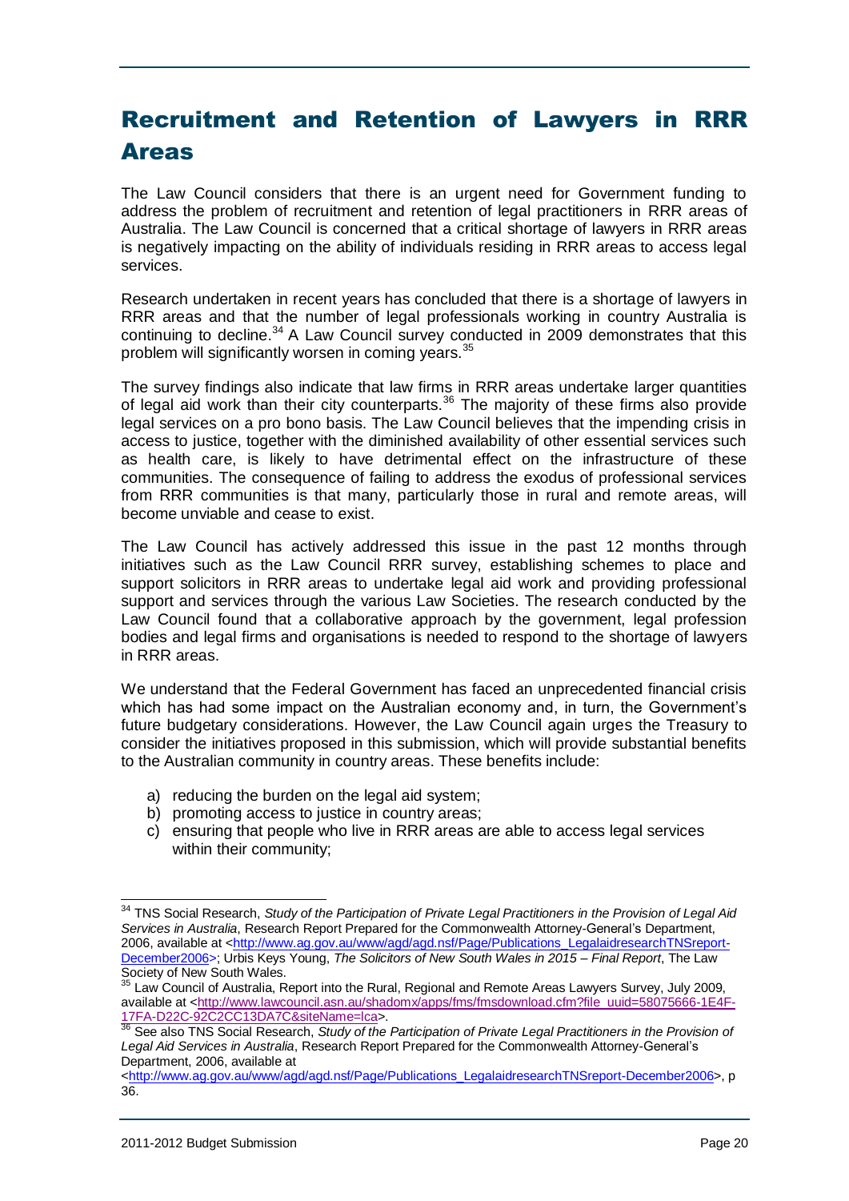## Recruitment and Retention of Lawyers in RRR Areas

The Law Council considers that there is an urgent need for Government funding to address the problem of recruitment and retention of legal practitioners in RRR areas of Australia. The Law Council is concerned that a critical shortage of lawyers in RRR areas is negatively impacting on the ability of individuals residing in RRR areas to access legal services.

Research undertaken in recent years has concluded that there is a shortage of lawyers in RRR areas and that the number of legal professionals working in country Australia is continuing to decline.[34] A Law Council survey conducted in 2009 demonstrates that this problem will significantly worsen in coming years.[35]

The survey findings also indicate that law firms in RRR areas undertake larger quantities of legal aid work than their city counterparts.[36] The majority of these firms also provide legal services on a pro bono basis. The Law Council believes that the impending crisis in access to justice, together with the diminished availability of other essential services such as health care, is likely to have detrimental effect on the infrastructure of these communities. The consequence of failing to address the exodus of professional services from RRR communities is that many, particularly those in rural and remote areas, will become unviable and cease to exist.

The Law Council has actively addressed this issue in the past 12 months through initiatives such as the Law Council RRR survey, establishing schemes to place and support solicitors in RRR areas to undertake legal aid work and providing professional support and services through the various Law Societies. The research conducted by the Law Council found that a collaborative approach by the government, legal profession bodies and legal firms and organisations is needed to respond to the shortage of lawyers in RRR areas.

We understand that the Federal Government has faced an unprecedented financial crisis which has had some impact on the Australian economy and, in turn, the Government's future budgetary considerations. However, the Law Council again urges the Treasury to consider the initiatives proposed in this submission, which will provide substantial benefits to the Australian community in country areas. These benefits include:

a) reducing the burden on the legal aid system;
b) promoting access to justice in country areas;
c) ensuring that people who live in RRR areas are able to access legal services within their community;

---

[34] TNS Social Research, *Study of the Participation of Private Legal Practitioners in the Provision of Legal Aid Services in Australia*, Research Report Prepared for the Commonwealth Attorney-General's Department, 2006, available at <http://www.ag.gov.au/www/agd/agd.nsf/Page/Publications_LegalaidresearchTNSreport-December2006>; Urbis Keys Young, *The Solicitors of New South Wales in 2015 – Final Report*, The Law Society of New South Wales.

[35] Law Council of Australia, Report into the Rural, Regional and Remote Areas Lawyers Survey, July 2009, available at <http://www.lawcouncil.asn.au/shadomx/apps/fms/fmsdownload.cfm?file_uuid=58075666-1E4F-17FA-D22C-92C2CC13DA7C&siteName=lca>.

[36] See also TNS Social Research, *Study of the Participation of Private Legal Practitioners in the Provision of Legal Aid Services in Australia*, Research Report Prepared for the Commonwealth Attorney-General's Department, 2006, available at <http://www.ag.gov.au/www/agd/agd.nsf/Page/Publications_LegalaidresearchTNSreport-December2006>, p 36.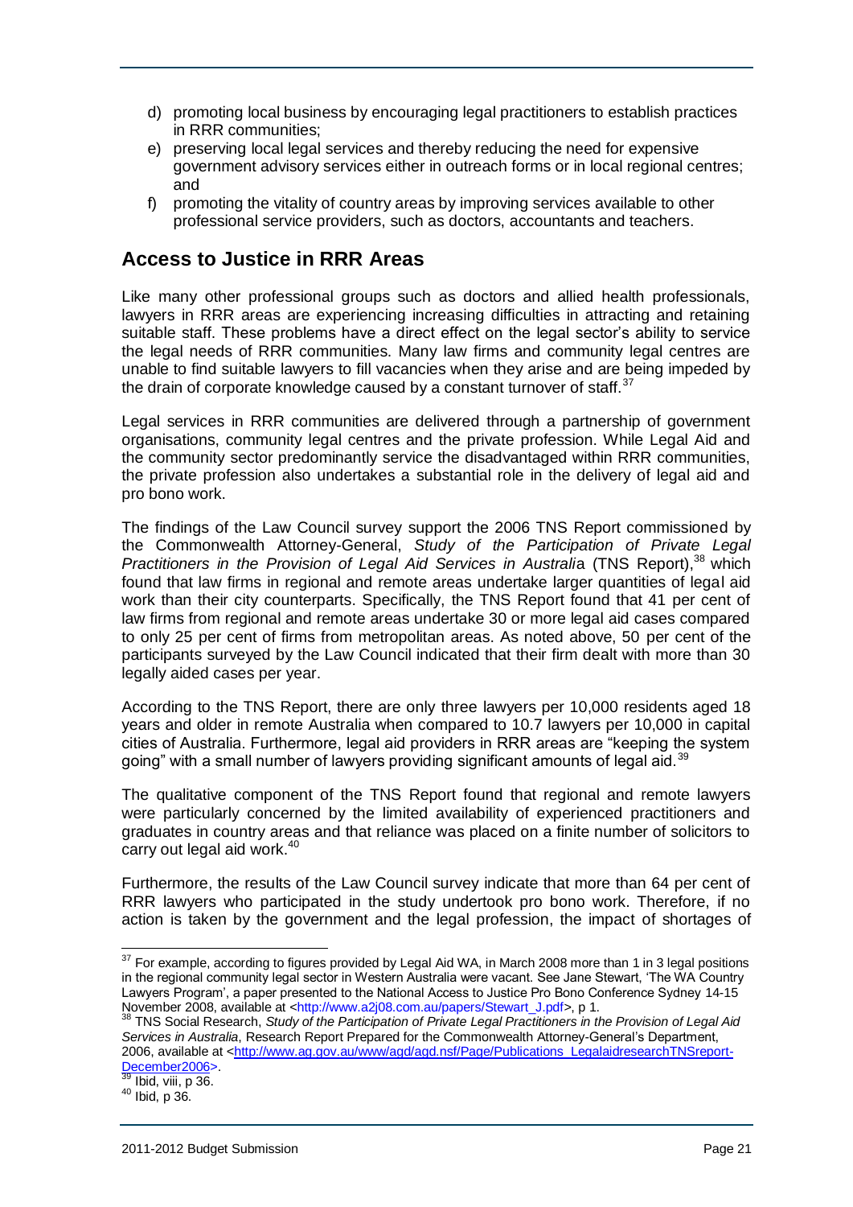d) promoting local business by encouraging legal practitioners to establish practices in RRR communities;
e) preserving local legal services and thereby reducing the need for expensive government advisory services either in outreach forms or in local regional centres; and
f) promoting the vitality of country areas by improving services available to other professional service providers, such as doctors, accountants and teachers.

## Access to Justice in RRR Areas

Like many other professional groups such as doctors and allied health professionals, lawyers in RRR areas are experiencing increasing difficulties in attracting and retaining suitable staff. These problems have a direct effect on the legal sector's ability to service the legal needs of RRR communities. Many law firms and community legal centres are unable to find suitable lawyers to fill vacancies when they arise and are being impeded by the drain of corporate knowledge caused by a constant turnover of staff.[37]

Legal services in RRR communities are delivered through a partnership of government organisations, community legal centres and the private profession. While Legal Aid and the community sector predominantly service the disadvantaged within RRR communities, the private profession also undertakes a substantial role in the delivery of legal aid and pro bono work.

The findings of the Law Council survey support the 2006 TNS Report commissioned by the Commonwealth Attorney-General, *Study of the Participation of Private Legal Practitioners in the Provision of Legal Aid Services in Australia* (TNS Report),[38] which found that law firms in regional and remote areas undertake larger quantities of legal aid work than their city counterparts. Specifically, the TNS Report found that 41 per cent of law firms from regional and remote areas undertake 30 or more legal aid cases compared to only 25 per cent of firms from metropolitan areas. As noted above, 50 per cent of the participants surveyed by the Law Council indicated that their firm dealt with more than 30 legally aided cases per year.

According to the TNS Report, there are only three lawyers per 10,000 residents aged 18 years and older in remote Australia when compared to 10.7 lawyers per 10,000 in capital cities of Australia. Furthermore, legal aid providers in RRR areas are "keeping the system going" with a small number of lawyers providing significant amounts of legal aid.[39]

The qualitative component of the TNS Report found that regional and remote lawyers were particularly concerned by the limited availability of experienced practitioners and graduates in country areas and that reliance was placed on a finite number of solicitors to carry out legal aid work.[40]

Furthermore, the results of the Law Council survey indicate that more than 64 per cent of RRR lawyers who participated in the study undertook pro bono work. Therefore, if no action is taken by the government and the legal profession, the impact of shortages of

---

[37] For example, according to figures provided by Legal Aid WA, in March 2008 more than 1 in 3 legal positions in the regional community legal sector in Western Australia were vacant. See Jane Stewart, 'The WA Country Lawyers Program', a paper presented to the National Access to Justice Pro Bono Conference Sydney 14-15 November 2008, available at <http://www.a2j08.com.au/papers/Stewart_J.pdf>, p 1.

[38] TNS Social Research, *Study of the Participation of Private Legal Practitioners in the Provision of Legal Aid Services in Australia*, Research Report Prepared for the Commonwealth Attorney-General's Department, 2006, available at <http://www.ag.gov.au/www/agd/agd.nsf/Page/Publications_LegalaidresearchTNSreport-December2006>.

[39] Ibid, viii, p 36.

[40] Ibid, p 36.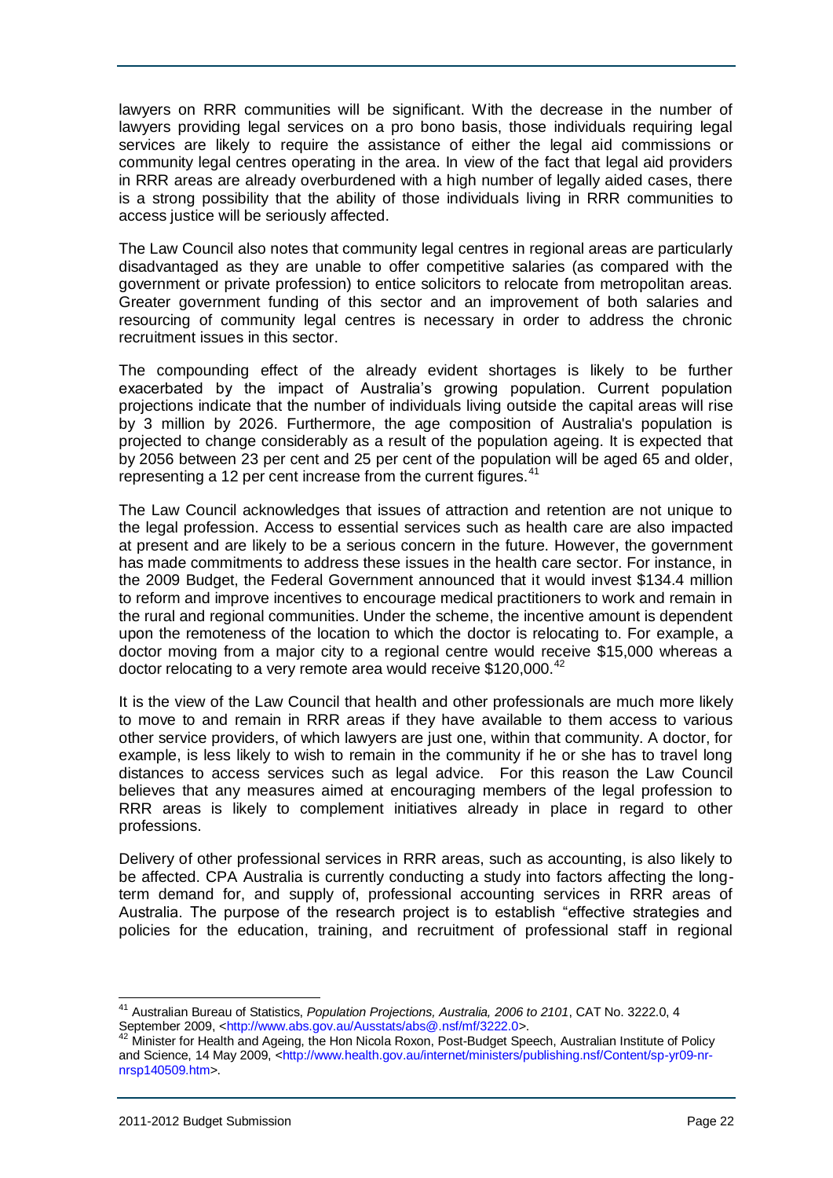lawyers on RRR communities will be significant. With the decrease in the number of lawyers providing legal services on a pro bono basis, those individuals requiring legal services are likely to require the assistance of either the legal aid commissions or community legal centres operating in the area. In view of the fact that legal aid providers in RRR areas are already overburdened with a high number of legally aided cases, there is a strong possibility that the ability of those individuals living in RRR communities to access justice will be seriously affected.

The Law Council also notes that community legal centres in regional areas are particularly disadvantaged as they are unable to offer competitive salaries (as compared with the government or private profession) to entice solicitors to relocate from metropolitan areas. Greater government funding of this sector and an improvement of both salaries and resourcing of community legal centres is necessary in order to address the chronic recruitment issues in this sector.

The compounding effect of the already evident shortages is likely to be further exacerbated by the impact of Australia's growing population. Current population projections indicate that the number of individuals living outside the capital areas will rise by 3 million by 2026. Furthermore, the age composition of Australia's population is projected to change considerably as a result of the population ageing. It is expected that by 2056 between 23 per cent and 25 per cent of the population will be aged 65 and older, representing a 12 per cent increase from the current figures.[41]

The Law Council acknowledges that issues of attraction and retention are not unique to the legal profession. Access to essential services such as health care are also impacted at present and are likely to be a serious concern in the future. However, the government has made commitments to address these issues in the health care sector. For instance, in the 2009 Budget, the Federal Government announced that it would invest $134.4 million to reform and improve incentives to encourage medical practitioners to work and remain in the rural and regional communities. Under the scheme, the incentive amount is dependent upon the remoteness of the location to which the doctor is relocating to. For example, a doctor moving from a major city to a regional centre would receive $15,000 whereas a doctor relocating to a very remote area would receive $120,000.[42]

It is the view of the Law Council that health and other professionals are much more likely to move to and remain in RRR areas if they have available to them access to various other service providers, of which lawyers are just one, within that community. A doctor, for example, is less likely to wish to remain in the community if he or she has to travel long distances to access services such as legal advice. For this reason the Law Council believes that any measures aimed at encouraging members of the legal profession to RRR areas is likely to complement initiatives already in place in regard to other professions.

Delivery of other professional services in RRR areas, such as accounting, is also likely to be affected. CPA Australia is currently conducting a study into factors affecting the long-term demand for, and supply of, professional accounting services in RRR areas of Australia. The purpose of the research project is to establish "effective strategies and policies for the education, training, and recruitment of professional staff in regional

---

[41] Australian Bureau of Statistics, *Population Projections, Australia, 2006 to 2101*, CAT No. 3222.0, 4 September 2009, <http://www.abs.gov.au/Ausstats/abs@.nsf/mf/3222.0>.

[42] Minister for Health and Ageing, the Hon Nicola Roxon, Post-Budget Speech, Australian Institute of Policy and Science, 14 May 2009, <http://www.health.gov.au/internet/ministers/publishing.nsf/Content/sp-yr09-nr-nrsp140509.htm>.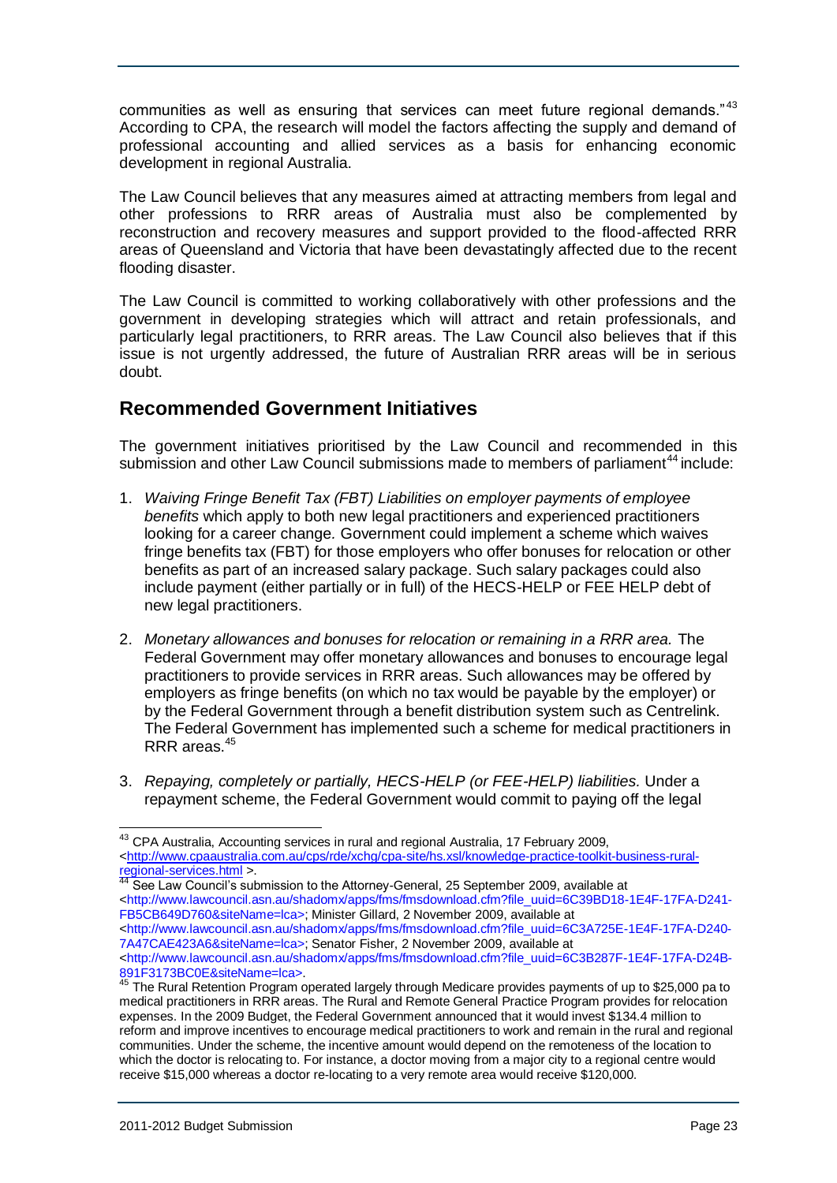communities as well as ensuring that services can meet future regional demands."[43] According to CPA, the research will model the factors affecting the supply and demand of professional accounting and allied services as a basis for enhancing economic development in regional Australia.

The Law Council believes that any measures aimed at attracting members from legal and other professions to RRR areas of Australia must also be complemented by reconstruction and recovery measures and support provided to the flood-affected RRR areas of Queensland and Victoria that have been devastatingly affected due to the recent flooding disaster.

The Law Council is committed to working collaboratively with other professions and the government in developing strategies which will attract and retain professionals, and particularly legal practitioners, to RRR areas. The Law Council also believes that if this issue is not urgently addressed, the future of Australian RRR areas will be in serious doubt.

## Recommended Government Initiatives

The government initiatives prioritised by the Law Council and recommended in this submission and other Law Council submissions made to members of parliament[44] include:

1. *Waiving Fringe Benefit Tax (FBT) Liabilities on employer payments of employee benefits* which apply to both new legal practitioners and experienced practitioners looking for a career change. Government could implement a scheme which waives fringe benefits tax (FBT) for those employers who offer bonuses for relocation or other benefits as part of an increased salary package. Such salary packages could also include payment (either partially or in full) of the HECS-HELP or FEE HELP debt of new legal practitioners.

2. *Monetary allowances and bonuses for relocation or remaining in a RRR area.* The Federal Government may offer monetary allowances and bonuses to encourage legal practitioners to provide services in RRR areas. Such allowances may be offered by employers as fringe benefits (on which no tax would be payable by the employer) or by the Federal Government through a benefit distribution system such as Centrelink. The Federal Government has implemented such a scheme for medical practitioners in RRR areas.[45]

3. *Repaying, completely or partially, HECS-HELP (or FEE-HELP) liabilities.* Under a repayment scheme, the Federal Government would commit to paying off the legal

---

[43] CPA Australia, Accounting services in rural and regional Australia, 17 February 2009, <http://www.cpaaustralia.com.au/cps/rde/xchg/cpa-site/hs.xsl/knowledge-practice-toolkit-business-rural-regional-services.html >.

[44] See Law Council's submission to the Attorney-General, 25 September 2009, available at <http://www.lawcouncil.asn.au/shadomx/apps/fms/fmsdownload.cfm?file_uuid=6C39BD18-1E4F-17FA-D241-FB5CB649D760&siteName=lca>; Minister Gillard, 2 November 2009, available at <http://www.lawcouncil.asn.au/shadomx/apps/fms/fmsdownload.cfm?file_uuid=6C3A725E-1E4F-17FA-D240-7A47CAE423A6&siteName=lca>; Senator Fisher, 2 November 2009, available at <http://www.lawcouncil.asn.au/shadomx/apps/fms/fmsdownload.cfm?file_uuid=6C3B287F-1E4F-17FA-D24B-891F3173BC0E&siteName=lca>.

[45] The Rural Retention Program operated largely through Medicare provides payments of up to $25,000 pa to medical practitioners in RRR areas. The Rural and Remote General Practice Program provides for relocation expenses. In the 2009 Budget, the Federal Government announced that it would invest $134.4 million to reform and improve incentives to encourage medical practitioners to work and remain in the rural and regional communities. Under the scheme, the incentive amount would depend on the remoteness of the location to which the doctor is relocating to. For instance, a doctor moving from a major city to a regional centre would receive $15,000 whereas a doctor re-locating to a very remote area would receive $120,000.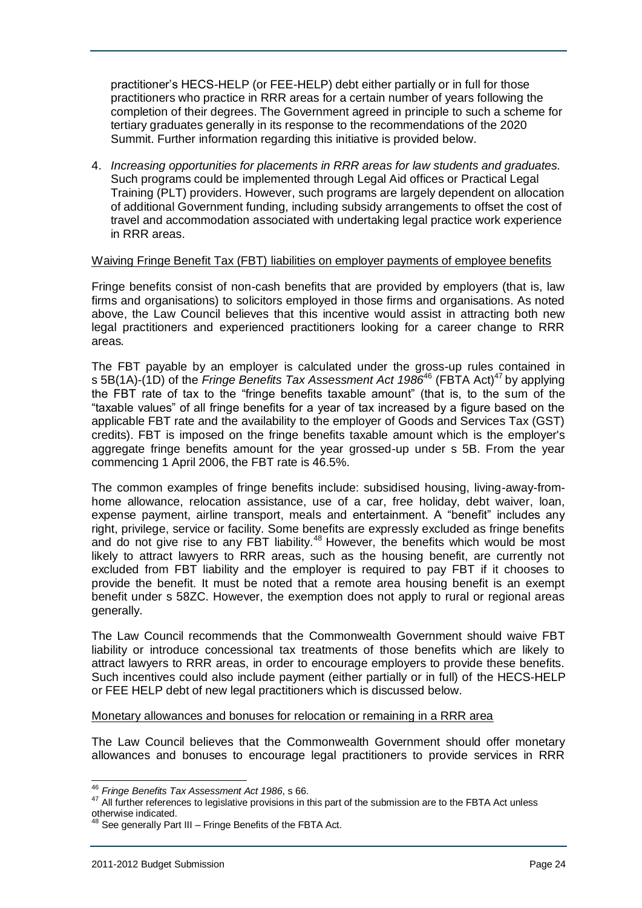practitioner's HECS-HELP (or FEE-HELP) debt either partially or in full for those practitioners who practice in RRR areas for a certain number of years following the completion of their degrees. The Government agreed in principle to such a scheme for tertiary graduates generally in its response to the recommendations of the 2020 Summit. Further information regarding this initiative is provided below.

4. *Increasing opportunities for placements in RRR areas for law students and graduates.* Such programs could be implemented through Legal Aid offices or Practical Legal Training (PLT) providers. However, such programs are largely dependent on allocation of additional Government funding, including subsidy arrangements to offset the cost of travel and accommodation associated with undertaking legal practice work experience in RRR areas.

<u>Waiving Fringe Benefit Tax (FBT) liabilities on employer payments of employee benefits</u>

Fringe benefits consist of non-cash benefits that are provided by employers (that is, law firms and organisations) to solicitors employed in those firms and organisations. As noted above, the Law Council believes that this incentive would assist in attracting both new legal practitioners and experienced practitioners looking for a career change to RRR areas.

The FBT payable by an employer is calculated under the gross-up rules contained in s 5B(1A)-(1D) of the *Fringe Benefits Tax Assessment Act 1986*[46] (FBTA Act)[47] by applying the FBT rate of tax to the "fringe benefits taxable amount" (that is, to the sum of the "taxable values" of all fringe benefits for a year of tax increased by a figure based on the applicable FBT rate and the availability to the employer of Goods and Services Tax (GST) credits). FBT is imposed on the fringe benefits taxable amount which is the employer's aggregate fringe benefits amount for the year grossed-up under s 5B. From the year commencing 1 April 2006, the FBT rate is 46.5%.

The common examples of fringe benefits include: subsidised housing, living-away-from-home allowance, relocation assistance, use of a car, free holiday, debt waiver, loan, expense payment, airline transport, meals and entertainment. A "benefit" includes any right, privilege, service or facility. Some benefits are expressly excluded as fringe benefits and do not give rise to any FBT liability.[48] However, the benefits which would be most likely to attract lawyers to RRR areas, such as the housing benefit, are currently not excluded from FBT liability and the employer is required to pay FBT if it chooses to provide the benefit. It must be noted that a remote area housing benefit is an exempt benefit under s 58ZC. However, the exemption does not apply to rural or regional areas generally.

The Law Council recommends that the Commonwealth Government should waive FBT liability or introduce concessional tax treatments of those benefits which are likely to attract lawyers to RRR areas, in order to encourage employers to provide these benefits. Such incentives could also include payment (either partially or in full) of the HECS-HELP or FEE HELP debt of new legal practitioners which is discussed below.

<u>Monetary allowances and bonuses for relocation or remaining in a RRR area</u>

The Law Council believes that the Commonwealth Government should offer monetary allowances and bonuses to encourage legal practitioners to provide services in RRR

---

[46] *Fringe Benefits Tax Assessment Act 1986*, s 66.

[47] All further references to legislative provisions in this part of the submission are to the FBTA Act unless otherwise indicated.

[48] See generally Part III – Fringe Benefits of the FBTA Act.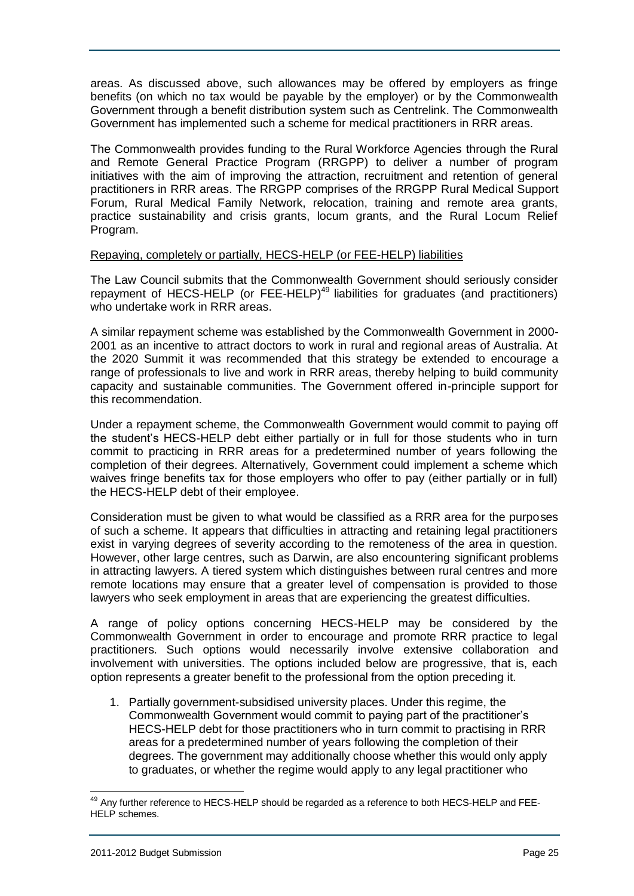areas. As discussed above, such allowances may be offered by employers as fringe benefits (on which no tax would be payable by the employer) or by the Commonwealth Government through a benefit distribution system such as Centrelink. The Commonwealth Government has implemented such a scheme for medical practitioners in RRR areas.

The Commonwealth provides funding to the Rural Workforce Agencies through the Rural and Remote General Practice Program (RRGPP) to deliver a number of program initiatives with the aim of improving the attraction, recruitment and retention of general practitioners in RRR areas. The RRGPP comprises of the RRGPP Rural Medical Support Forum, Rural Medical Family Network, relocation, training and remote area grants, practice sustainability and crisis grants, locum grants, and the Rural Locum Relief Program.

Repaying, completely or partially, HECS-HELP (or FEE-HELP) liabilities

The Law Council submits that the Commonwealth Government should seriously consider repayment of HECS-HELP (or FEE-HELP)[49] liabilities for graduates (and practitioners) who undertake work in RRR areas.

A similar repayment scheme was established by the Commonwealth Government in 2000-2001 as an incentive to attract doctors to work in rural and regional areas of Australia. At the 2020 Summit it was recommended that this strategy be extended to encourage a range of professionals to live and work in RRR areas, thereby helping to build community capacity and sustainable communities. The Government offered in-principle support for this recommendation.

Under a repayment scheme, the Commonwealth Government would commit to paying off the student's HECS-HELP debt either partially or in full for those students who in turn commit to practicing in RRR areas for a predetermined number of years following the completion of their degrees. Alternatively, Government could implement a scheme which waives fringe benefits tax for those employers who offer to pay (either partially or in full) the HECS-HELP debt of their employee.

Consideration must be given to what would be classified as a RRR area for the purposes of such a scheme. It appears that difficulties in attracting and retaining legal practitioners exist in varying degrees of severity according to the remoteness of the area in question. However, other large centres, such as Darwin, are also encountering significant problems in attracting lawyers. A tiered system which distinguishes between rural centres and more remote locations may ensure that a greater level of compensation is provided to those lawyers who seek employment in areas that are experiencing the greatest difficulties.

A range of policy options concerning HECS-HELP may be considered by the Commonwealth Government in order to encourage and promote RRR practice to legal practitioners. Such options would necessarily involve extensive collaboration and involvement with universities. The options included below are progressive, that is, each option represents a greater benefit to the professional from the option preceding it.

1. Partially government-subsidised university places. Under this regime, the Commonwealth Government would commit to paying part of the practitioner's HECS-HELP debt for those practitioners who in turn commit to practising in RRR areas for a predetermined number of years following the completion of their degrees. The government may additionally choose whether this would only apply to graduates, or whether the regime would apply to any legal practitioner who

[49] Any further reference to HECS-HELP should be regarded as a reference to both HECS-HELP and FEE-HELP schemes.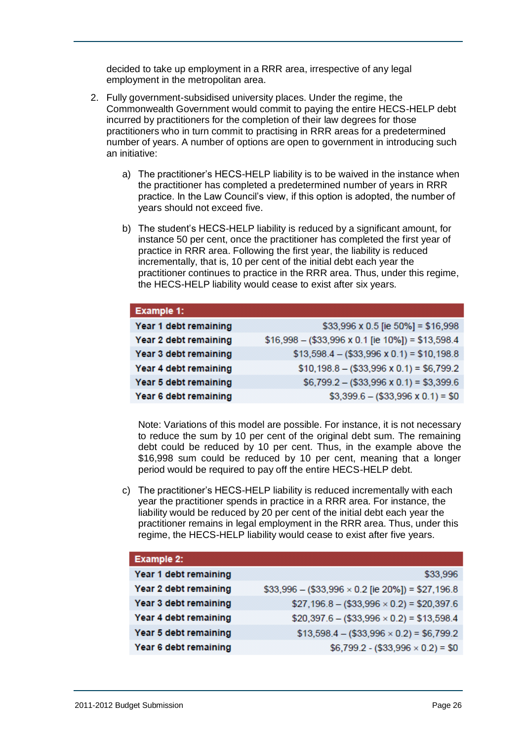decided to take up employment in a RRR area, irrespective of any legal employment in the metropolitan area.

2. Fully government-subsidised university places. Under the regime, the Commonwealth Government would commit to paying the entire HECS-HELP debt incurred by practitioners for the completion of their law degrees for those practitioners who in turn commit to practising in RRR areas for a predetermined number of years. A number of options are open to government in introducing such an initiative:

   a) The practitioner's HECS-HELP liability is to be waived in the instance when the practitioner has completed a predetermined number of years in RRR practice. In the Law Council's view, if this option is adopted, the number of years should not exceed five.

   b) The student's HECS-HELP liability is reduced by a significant amount, for instance 50 per cent, once the practitioner has completed the first year of practice in RRR area. Following the first year, the liability is reduced incrementally, that is, 10 per cent of the initial debt each year the practitioner continues to practice in the RRR area. Thus, under this regime, the HECS-HELP liability would cease to exist after six years.

| Example 1: | |
|---|---|
| Year 1 debt remaining | $33,996 x 0.5 [ie 50%] = $16,998 |
| Year 2 debt remaining | $16,998 – ($33,996 x 0.1 [ie 10%]) = $13,598.4 |
| Year 3 debt remaining | $13,598.4 – ($33,996 x 0.1) = $10,198.8 |
| Year 4 debt remaining | $10,198.8 – ($33,996 x 0.1) = $6,799.2 |
| Year 5 debt remaining | $6,799.2 – ($33,996 x 0.1) = $3,399.6 |
| Year 6 debt remaining | $3,399.6 – ($33,996 x 0.1) = $0 |

   Note: Variations of this model are possible. For instance, it is not necessary to reduce the sum by 10 per cent of the original debt sum. The remaining debt could be reduced by 10 per cent. Thus, in the example above the $16,998 sum could be reduced by 10 per cent, meaning that a longer period would be required to pay off the entire HECS-HELP debt.

   c) The practitioner's HECS-HELP liability is reduced incrementally with each year the practitioner spends in practice in a RRR area. For instance, the liability would be reduced by 20 per cent of the initial debt each year the practitioner remains in legal employment in the RRR area. Thus, under this regime, the HECS-HELP liability would cease to exist after five years.

| Example 2: | |
|---|---|
| Year 1 debt remaining | $33,996 |
| Year 2 debt remaining | $33,996 – ($33,996 × 0.2 [ie 20%]) = $27,196.8 |
| Year 3 debt remaining | $27,196.8 – ($33,996 × 0.2) = $20,397.6 |
| Year 4 debt remaining | $20,397.6 – ($33,996 × 0.2) = $13,598.4 |
| Year 5 debt remaining | $13,598.4 – ($33,996 × 0.2) = $6,799.2 |
| Year 6 debt remaining | $6,799.2 - ($33,996 × 0.2) = $0 |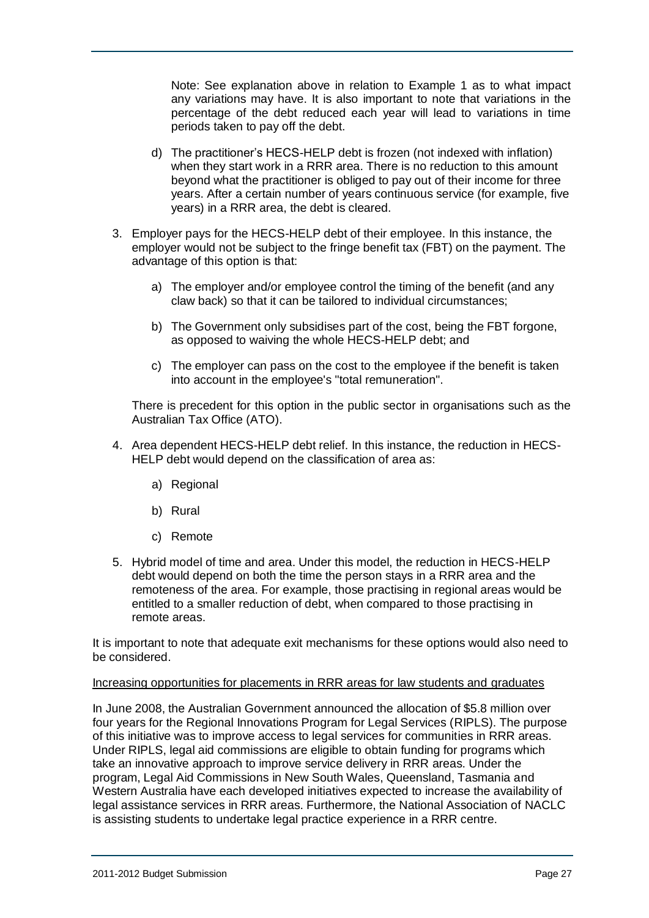Note: See explanation above in relation to Example 1 as to what impact any variations may have. It is also important to note that variations in the percentage of the debt reduced each year will lead to variations in time periods taken to pay off the debt.

d) The practitioner's HECS-HELP debt is frozen (not indexed with inflation) when they start work in a RRR area. There is no reduction to this amount beyond what the practitioner is obliged to pay out of their income for three years. After a certain number of years continuous service (for example, five years) in a RRR area, the debt is cleared.

3. Employer pays for the HECS-HELP debt of their employee. In this instance, the employer would not be subject to the fringe benefit tax (FBT) on the payment. The advantage of this option is that:

   a) The employer and/or employee control the timing of the benefit (and any claw back) so that it can be tailored to individual circumstances;

   b) The Government only subsidises part of the cost, being the FBT forgone, as opposed to waiving the whole HECS-HELP debt; and

   c) The employer can pass on the cost to the employee if the benefit is taken into account in the employee's "total remuneration".

   There is precedent for this option in the public sector in organisations such as the Australian Tax Office (ATO).

4. Area dependent HECS-HELP debt relief. In this instance, the reduction in HECS-HELP debt would depend on the classification of area as:

   a) Regional

   b) Rural

   c) Remote

5. Hybrid model of time and area. Under this model, the reduction in HECS-HELP debt would depend on both the time the person stays in a RRR area and the remoteness of the area. For example, those practising in regional areas would be entitled to a smaller reduction of debt, when compared to those practising in remote areas.

It is important to note that adequate exit mechanisms for these options would also need to be considered.

<u>Increasing opportunities for placements in RRR areas for law students and graduates</u>

In June 2008, the Australian Government announced the allocation of $5.8 million over four years for the Regional Innovations Program for Legal Services (RIPLS). The purpose of this initiative was to improve access to legal services for communities in RRR areas. Under RIPLS, legal aid commissions are eligible to obtain funding for programs which take an innovative approach to improve service delivery in RRR areas. Under the program, Legal Aid Commissions in New South Wales, Queensland, Tasmania and Western Australia have each developed initiatives expected to increase the availability of legal assistance services in RRR areas. Furthermore, the National Association of NACLC is assisting students to undertake legal practice experience in a RRR centre.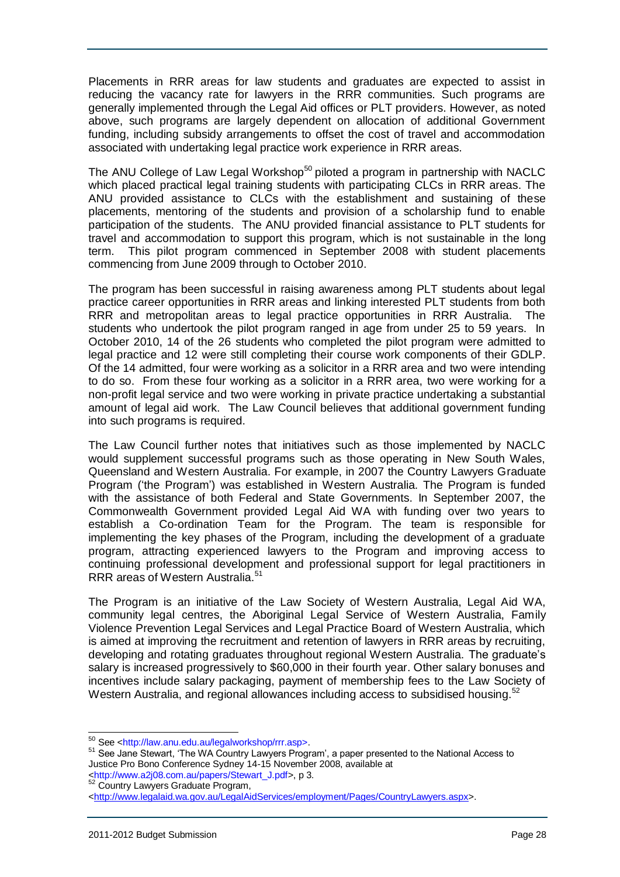Placements in RRR areas for law students and graduates are expected to assist in reducing the vacancy rate for lawyers in the RRR communities. Such programs are generally implemented through the Legal Aid offices or PLT providers. However, as noted above, such programs are largely dependent on allocation of additional Government funding, including subsidy arrangements to offset the cost of travel and accommodation associated with undertaking legal practice work experience in RRR areas.

The ANU College of Law Legal Workshop[50] piloted a program in partnership with NACLC which placed practical legal training students with participating CLCs in RRR areas. The ANU provided assistance to CLCs with the establishment and sustaining of these placements, mentoring of the students and provision of a scholarship fund to enable participation of the students. The ANU provided financial assistance to PLT students for travel and accommodation to support this program, which is not sustainable in the long term. This pilot program commenced in September 2008 with student placements commencing from June 2009 through to October 2010.

The program has been successful in raising awareness among PLT students about legal practice career opportunities in RRR areas and linking interested PLT students from both RRR and metropolitan areas to legal practice opportunities in RRR Australia. The students who undertook the pilot program ranged in age from under 25 to 59 years. In October 2010, 14 of the 26 students who completed the pilot program were admitted to legal practice and 12 were still completing their course work components of their GDLP. Of the 14 admitted, four were working as a solicitor in a RRR area and two were intending to do so. From these four working as a solicitor in a RRR area, two were working for a non-profit legal service and two were working in private practice undertaking a substantial amount of legal aid work. The Law Council believes that additional government funding into such programs is required.

The Law Council further notes that initiatives such as those implemented by NACLC would supplement successful programs such as those operating in New South Wales, Queensland and Western Australia. For example, in 2007 the Country Lawyers Graduate Program ('the Program') was established in Western Australia. The Program is funded with the assistance of both Federal and State Governments. In September 2007, the Commonwealth Government provided Legal Aid WA with funding over two years to establish a Co-ordination Team for the Program. The team is responsible for implementing the key phases of the Program, including the development of a graduate program, attracting experienced lawyers to the Program and improving access to continuing professional development and professional support for legal practitioners in RRR areas of Western Australia.[51]

The Program is an initiative of the Law Society of Western Australia, Legal Aid WA, community legal centres, the Aboriginal Legal Service of Western Australia, Family Violence Prevention Legal Services and Legal Practice Board of Western Australia, which is aimed at improving the recruitment and retention of lawyers in RRR areas by recruiting, developing and rotating graduates throughout regional Western Australia. The graduate's salary is increased progressively to $60,000 in their fourth year. Other salary bonuses and incentives include salary packaging, payment of membership fees to the Law Society of Western Australia, and regional allowances including access to subsidised housing.[52]

---

[50] See <http://law.anu.edu.au/legalworkshop/rrr.asp>.

[51] See Jane Stewart, 'The WA Country Lawyers Program', a paper presented to the National Access to Justice Pro Bono Conference Sydney 14-15 November 2008, available at <http://www.a2j08.com.au/papers/Stewart_J.pdf>, p 3.

[52] Country Lawyers Graduate Program, <http://www.legalaid.wa.gov.au/LegalAidServices/employment/Pages/CountryLawyers.aspx>.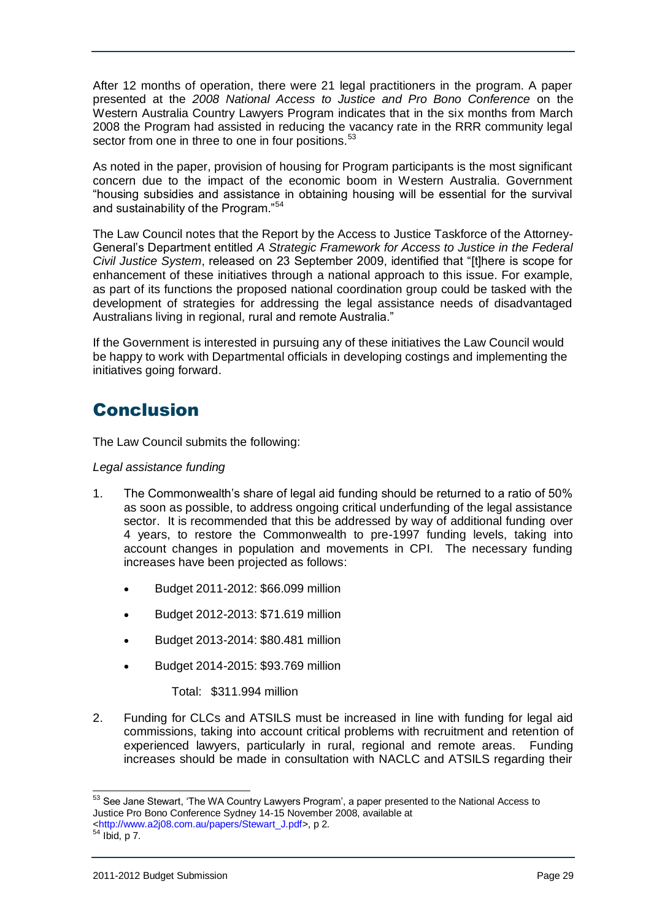After 12 months of operation, there were 21 legal practitioners in the program. A paper presented at the *2008 National Access to Justice and Pro Bono Conference* on the Western Australia Country Lawyers Program indicates that in the six months from March 2008 the Program had assisted in reducing the vacancy rate in the RRR community legal sector from one in three to one in four positions.[53]

As noted in the paper, provision of housing for Program participants is the most significant concern due to the impact of the economic boom in Western Australia. Government "housing subsidies and assistance in obtaining housing will be essential for the survival and sustainability of the Program."[54]

The Law Council notes that the Report by the Access to Justice Taskforce of the Attorney-General's Department entitled *A Strategic Framework for Access to Justice in the Federal Civil Justice System*, released on 23 September 2009, identified that "[t]here is scope for enhancement of these initiatives through a national approach to this issue. For example, as part of its functions the proposed national coordination group could be tasked with the development of strategies for addressing the legal assistance needs of disadvantaged Australians living in regional, rural and remote Australia."

If the Government is interested in pursuing any of these initiatives the Law Council would be happy to work with Departmental officials in developing costings and implementing the initiatives going forward.

# Conclusion

The Law Council submits the following:

*Legal assistance funding*

1. The Commonwealth's share of legal aid funding should be returned to a ratio of 50% as soon as possible, to address ongoing critical underfunding of the legal assistance sector. It is recommended that this be addressed by way of additional funding over 4 years, to restore the Commonwealth to pre-1997 funding levels, taking into account changes in population and movements in CPI. The necessary funding increases have been projected as follows:

   - Budget 2011-2012: $66.099 million
   - Budget 2012-2013: $71.619 million
   - Budget 2013-2014: $80.481 million
   - Budget 2014-2015: $93.769 million

   Total: $311.994 million

2. Funding for CLCs and ATSILS must be increased in line with funding for legal aid commissions, taking into account critical problems with recruitment and retention of experienced lawyers, particularly in rural, regional and remote areas. Funding increases should be made in consultation with NACLC and ATSILS regarding their

---

[53] See Jane Stewart, 'The WA Country Lawyers Program', a paper presented to the National Access to Justice Pro Bono Conference Sydney 14-15 November 2008, available at <http://www.a2j08.com.au/papers/Stewart_J.pdf>, p 2.

[54] Ibid, p 7.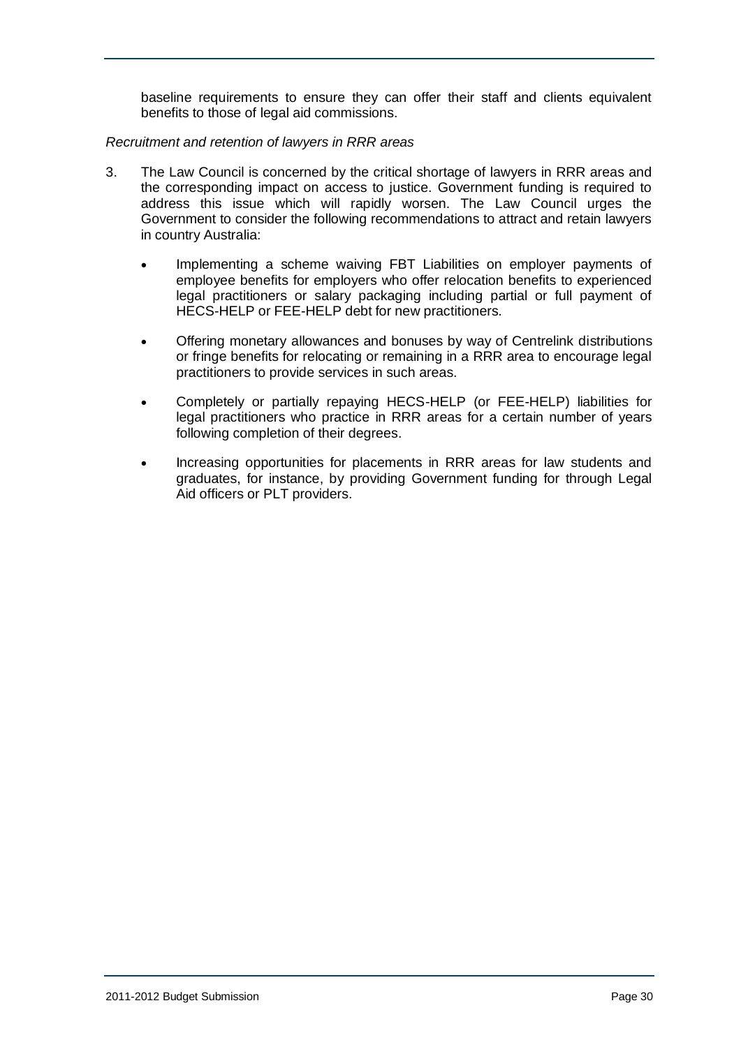baseline requirements to ensure they can offer their staff and clients equivalent benefits to those of legal aid commissions.

*Recruitment and retention of lawyers in RRR areas*

3. The Law Council is concerned by the critical shortage of lawyers in RRR areas and the corresponding impact on access to justice. Government funding is required to address this issue which will rapidly worsen. The Law Council urges the Government to consider the following recommendations to attract and retain lawyers in country Australia:

   - Implementing a scheme waiving FBT Liabilities on employer payments of employee benefits for employers who offer relocation benefits to experienced legal practitioners or salary packaging including partial or full payment of HECS-HELP or FEE-HELP debt for new practitioners.

   - Offering monetary allowances and bonuses by way of Centrelink distributions or fringe benefits for relocating or remaining in a RRR area to encourage legal practitioners to provide services in such areas.

   - Completely or partially repaying HECS-HELP (or FEE-HELP) liabilities for legal practitioners who practice in RRR areas for a certain number of years following completion of their degrees.

   - Increasing opportunities for placements in RRR areas for law students and graduates, for instance, by providing Government funding for through Legal Aid officers or PLT providers.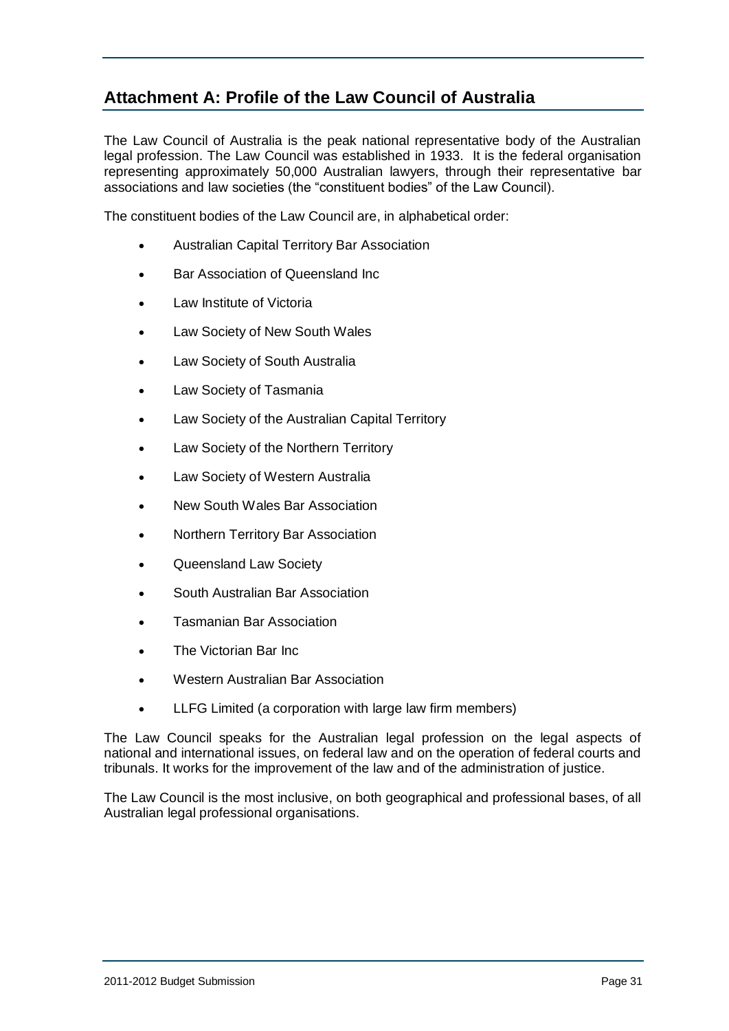## Attachment A: Profile of the Law Council of Australia

The Law Council of Australia is the peak national representative body of the Australian legal profession. The Law Council was established in 1933. It is the federal organisation representing approximately 50,000 Australian lawyers, through their representative bar associations and law societies (the "constituent bodies" of the Law Council).

The constituent bodies of the Law Council are, in alphabetical order:

- Australian Capital Territory Bar Association
- Bar Association of Queensland Inc
- Law Institute of Victoria
- Law Society of New South Wales
- Law Society of South Australia
- Law Society of Tasmania
- Law Society of the Australian Capital Territory
- Law Society of the Northern Territory
- Law Society of Western Australia
- New South Wales Bar Association
- Northern Territory Bar Association
- Queensland Law Society
- South Australian Bar Association
- Tasmanian Bar Association
- The Victorian Bar Inc
- Western Australian Bar Association
- LLFG Limited (a corporation with large law firm members)

The Law Council speaks for the Australian legal profession on the legal aspects of national and international issues, on federal law and on the operation of federal courts and tribunals. It works for the improvement of the law and of the administration of justice.

The Law Council is the most inclusive, on both geographical and professional bases, of all Australian legal professional organisations.